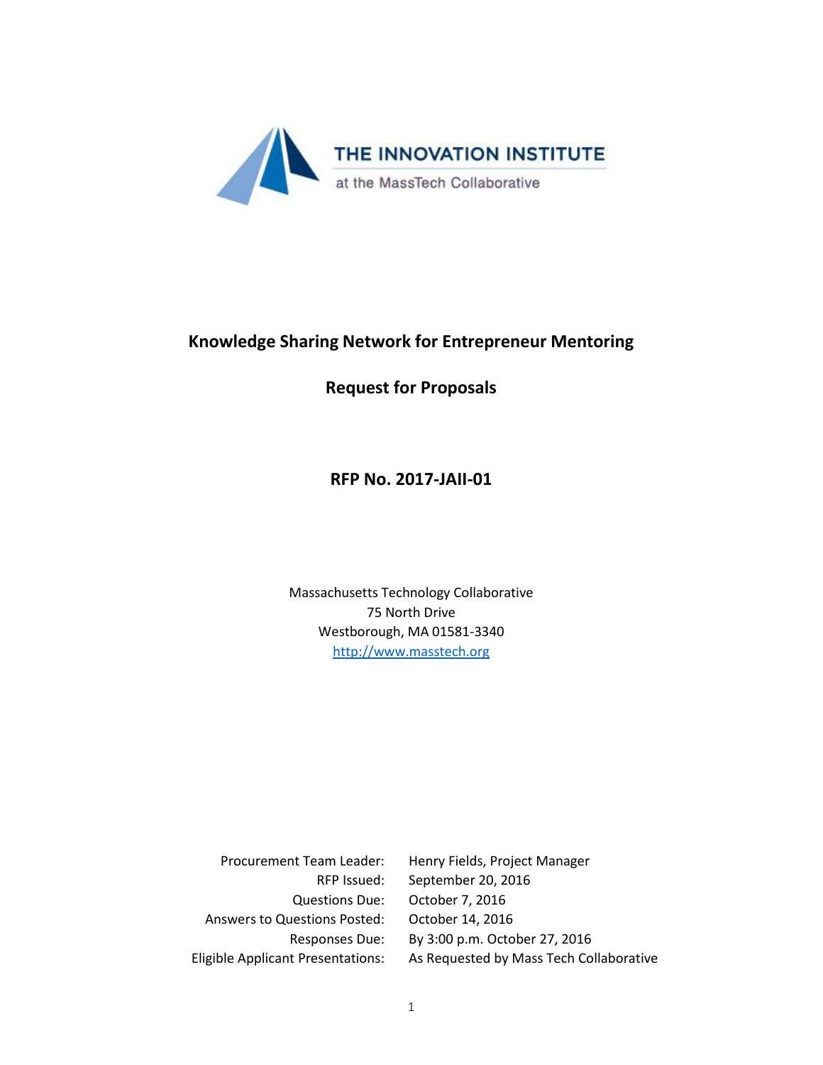THE INNOVATION INSTITUTE

at the MassTech Collaborative

# Knowledge Sharing Network for Entrepreneur Mentoring

## Request for Proposals

## RFP No. 2017-JAII-01

Massachusetts Technology Collaborative
75 North Drive
Westborough, MA 01581-3340
http://www.masstech.org

| | |
|---|---|
| Procurement Team Leader: | Henry Fields, Project Manager |
| RFP Issued: | September 20, 2016 |
| Questions Due: | October 7, 2016 |
| Answers to Questions Posted: | October 14, 2016 |
| Responses Due: | By 3:00 p.m. October 27, 2016 |
| Eligible Applicant Presentations: | As Requested by Mass Tech Collaborative |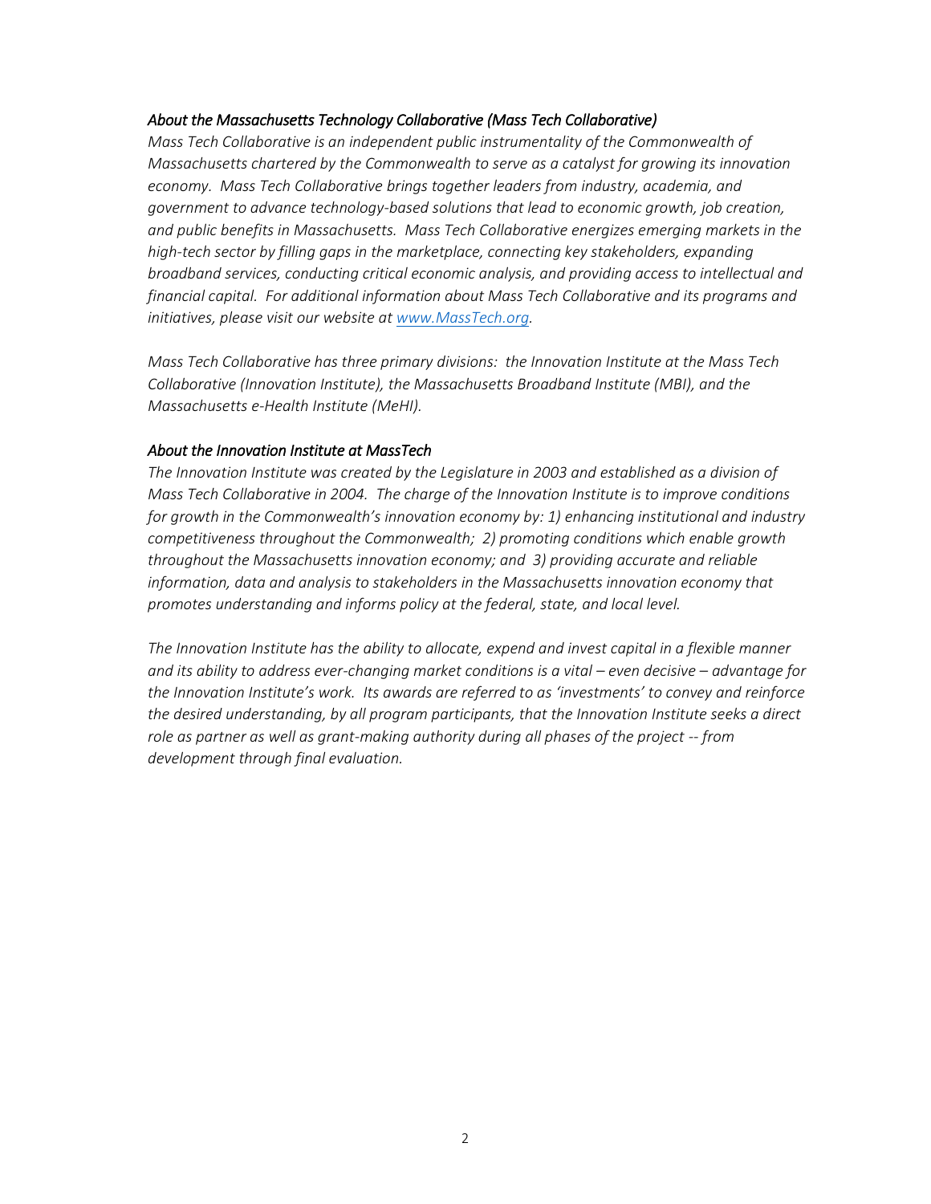### *About the Massachusetts Technology Collaborative (Mass Tech Collaborative)*

*Mass Tech Collaborative is an independent public instrumentality of the Commonwealth of Massachusetts chartered by the Commonwealth to serve as a catalyst for growing its innovation economy. Mass Tech Collaborative brings together leaders from industry, academia, and government to advance technology-based solutions that lead to economic growth, job creation, and public benefits in Massachusetts. Mass Tech Collaborative energizes emerging markets in the high-tech sector by filling gaps in the marketplace, connecting key stakeholders, expanding broadband services, conducting critical economic analysis, and providing access to intellectual and financial capital. For additional information about Mass Tech Collaborative and its programs and initiatives, please visit our website at [www.MassTech.org](http://www.MassTech.org).*

*Mass Tech Collaborative has three primary divisions: the Innovation Institute at the Mass Tech Collaborative (Innovation Institute), the Massachusetts Broadband Institute (MBI), and the Massachusetts e-Health Institute (MeHI).*

### *About the Innovation Institute at MassTech*

*The Innovation Institute was created by the Legislature in 2003 and established as a division of Mass Tech Collaborative in 2004. The charge of the Innovation Institute is to improve conditions for growth in the Commonwealth's innovation economy by: 1) enhancing institutional and industry competitiveness throughout the Commonwealth; 2) promoting conditions which enable growth throughout the Massachusetts innovation economy; and 3) providing accurate and reliable information, data and analysis to stakeholders in the Massachusetts innovation economy that promotes understanding and informs policy at the federal, state, and local level.*

*The Innovation Institute has the ability to allocate, expend and invest capital in a flexible manner and its ability to address ever-changing market conditions is a vital – even decisive – advantage for the Innovation Institute's work. Its awards are referred to as 'investments' to convey and reinforce the desired understanding, by all program participants, that the Innovation Institute seeks a direct role as partner as well as grant-making authority during all phases of the project -- from development through final evaluation.*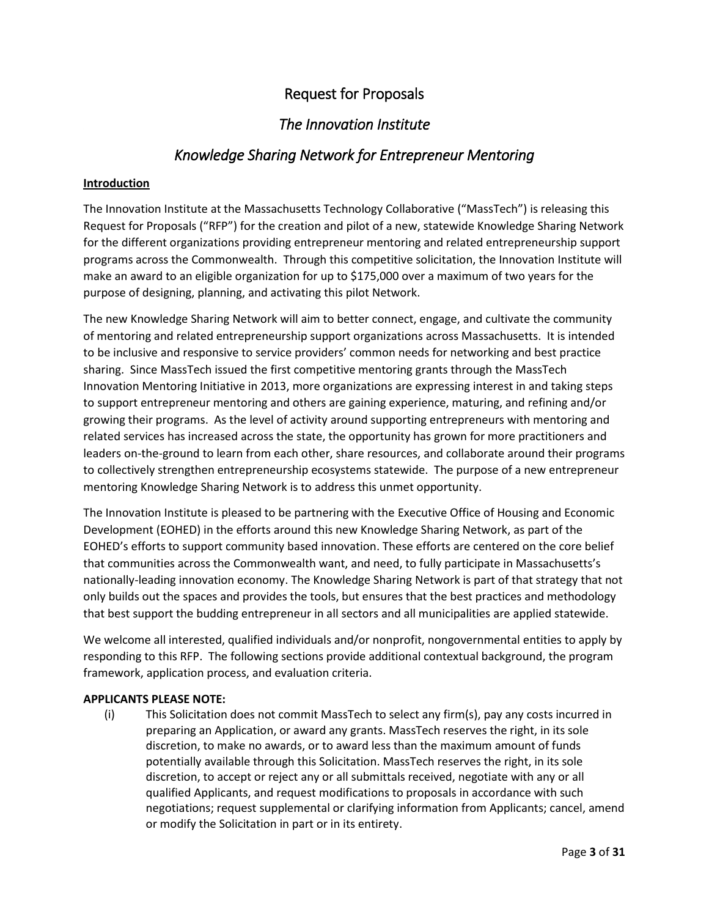# Request for Proposals

## *The Innovation Institute*

## *Knowledge Sharing Network for Entrepreneur Mentoring*

**Introduction**

The Innovation Institute at the Massachusetts Technology Collaborative ("MassTech") is releasing this Request for Proposals ("RFP") for the creation and pilot of a new, statewide Knowledge Sharing Network for the different organizations providing entrepreneur mentoring and related entrepreneurship support programs across the Commonwealth. Through this competitive solicitation, the Innovation Institute will make an award to an eligible organization for up to $175,000 over a maximum of two years for the purpose of designing, planning, and activating this pilot Network.

The new Knowledge Sharing Network will aim to better connect, engage, and cultivate the community of mentoring and related entrepreneurship support organizations across Massachusetts. It is intended to be inclusive and responsive to service providers' common needs for networking and best practice sharing. Since MassTech issued the first competitive mentoring grants through the MassTech Innovation Mentoring Initiative in 2013, more organizations are expressing interest in and taking steps to support entrepreneur mentoring and others are gaining experience, maturing, and refining and/or growing their programs. As the level of activity around supporting entrepreneurs with mentoring and related services has increased across the state, the opportunity has grown for more practitioners and leaders on-the-ground to learn from each other, share resources, and collaborate around their programs to collectively strengthen entrepreneurship ecosystems statewide. The purpose of a new entrepreneur mentoring Knowledge Sharing Network is to address this unmet opportunity.

The Innovation Institute is pleased to be partnering with the Executive Office of Housing and Economic Development (EOHED) in the efforts around this new Knowledge Sharing Network, as part of the EOHED's efforts to support community based innovation. These efforts are centered on the core belief that communities across the Commonwealth want, and need, to fully participate in Massachusetts's nationally-leading innovation economy. The Knowledge Sharing Network is part of that strategy that not only builds out the spaces and provides the tools, but ensures that the best practices and methodology that best support the budding entrepreneur in all sectors and all municipalities are applied statewide.

We welcome all interested, qualified individuals and/or nonprofit, nongovernmental entities to apply by responding to this RFP. The following sections provide additional contextual background, the program framework, application process, and evaluation criteria.

**APPLICANTS PLEASE NOTE:**

(i) This Solicitation does not commit MassTech to select any firm(s), pay any costs incurred in preparing an Application, or award any grants. MassTech reserves the right, in its sole discretion, to make no awards, or to award less than the maximum amount of funds potentially available through this Solicitation. MassTech reserves the right, in its sole discretion, to accept or reject any or all submittals received, negotiate with any or all qualified Applicants, and request modifications to proposals in accordance with such negotiations; request supplemental or clarifying information from Applicants; cancel, amend or modify the Solicitation in part or in its entirety.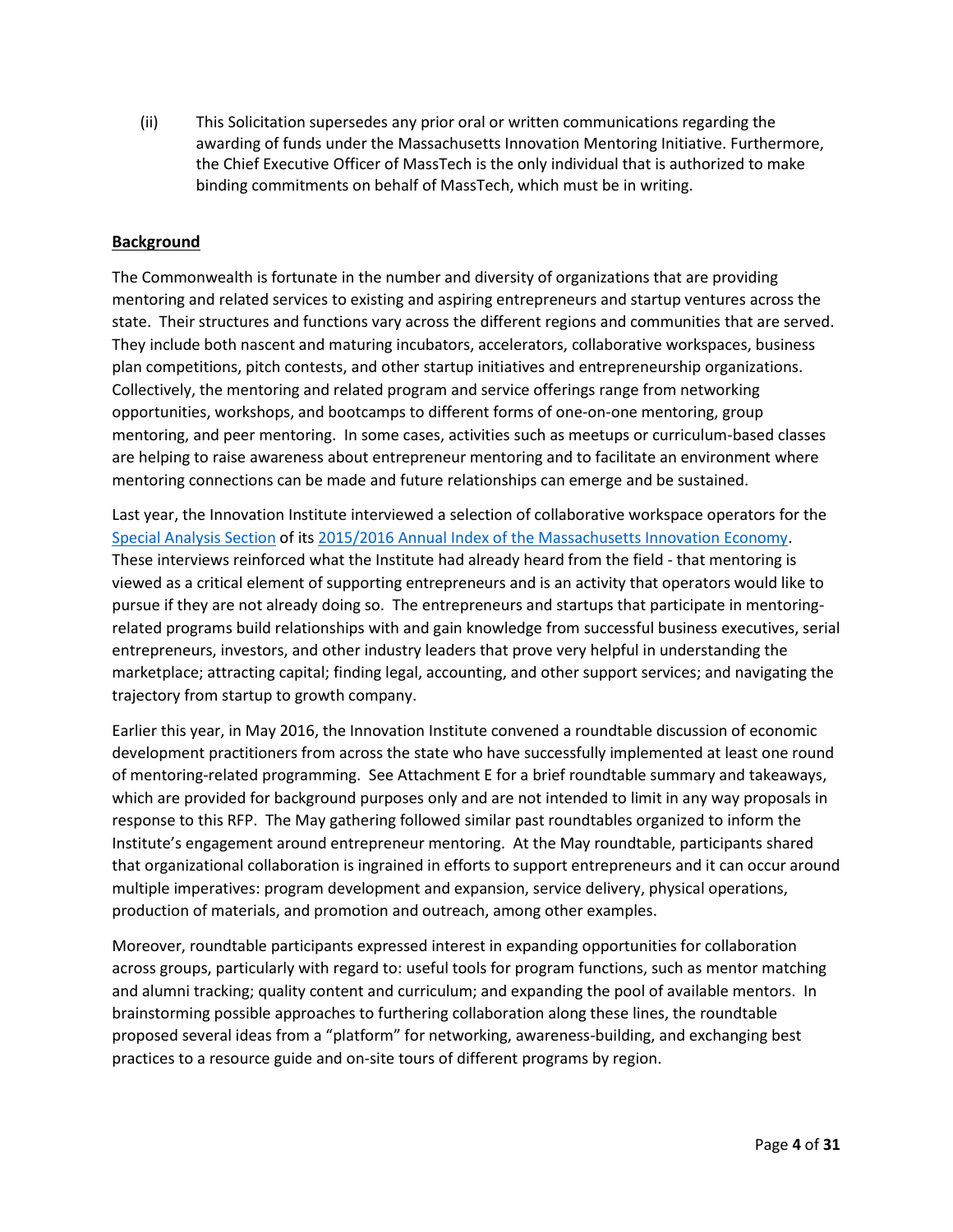(ii) This Solicitation supersedes any prior oral or written communications regarding the awarding of funds under the Massachusetts Innovation Mentoring Initiative. Furthermore, the Chief Executive Officer of MassTech is the only individual that is authorized to make binding commitments on behalf of MassTech, which must be in writing.

**Background**

The Commonwealth is fortunate in the number and diversity of organizations that are providing mentoring and related services to existing and aspiring entrepreneurs and startup ventures across the state. Their structures and functions vary across the different regions and communities that are served. They include both nascent and maturing incubators, accelerators, collaborative workspaces, business plan competitions, pitch contests, and other startup initiatives and entrepreneurship organizations. Collectively, the mentoring and related program and service offerings range from networking opportunities, workshops, and bootcamps to different forms of one-on-one mentoring, group mentoring, and peer mentoring. In some cases, activities such as meetups or curriculum-based classes are helping to raise awareness about entrepreneur mentoring and to facilitate an environment where mentoring connections can be made and future relationships can emerge and be sustained.

Last year, the Innovation Institute interviewed a selection of collaborative workspace operators for the Special Analysis Section of its 2015/2016 Annual Index of the Massachusetts Innovation Economy. These interviews reinforced what the Institute had already heard from the field - that mentoring is viewed as a critical element of supporting entrepreneurs and is an activity that operators would like to pursue if they are not already doing so. The entrepreneurs and startups that participate in mentoring-related programs build relationships with and gain knowledge from successful business executives, serial entrepreneurs, investors, and other industry leaders that prove very helpful in understanding the marketplace; attracting capital; finding legal, accounting, and other support services; and navigating the trajectory from startup to growth company.

Earlier this year, in May 2016, the Innovation Institute convened a roundtable discussion of economic development practitioners from across the state who have successfully implemented at least one round of mentoring-related programming. See Attachment E for a brief roundtable summary and takeaways, which are provided for background purposes only and are not intended to limit in any way proposals in response to this RFP. The May gathering followed similar past roundtables organized to inform the Institute's engagement around entrepreneur mentoring. At the May roundtable, participants shared that organizational collaboration is ingrained in efforts to support entrepreneurs and it can occur around multiple imperatives: program development and expansion, service delivery, physical operations, production of materials, and promotion and outreach, among other examples.

Moreover, roundtable participants expressed interest in expanding opportunities for collaboration across groups, particularly with regard to: useful tools for program functions, such as mentor matching and alumni tracking; quality content and curriculum; and expanding the pool of available mentors. In brainstorming possible approaches to furthering collaboration along these lines, the roundtable proposed several ideas from a "platform" for networking, awareness-building, and exchanging best practices to a resource guide and on-site tours of different programs by region.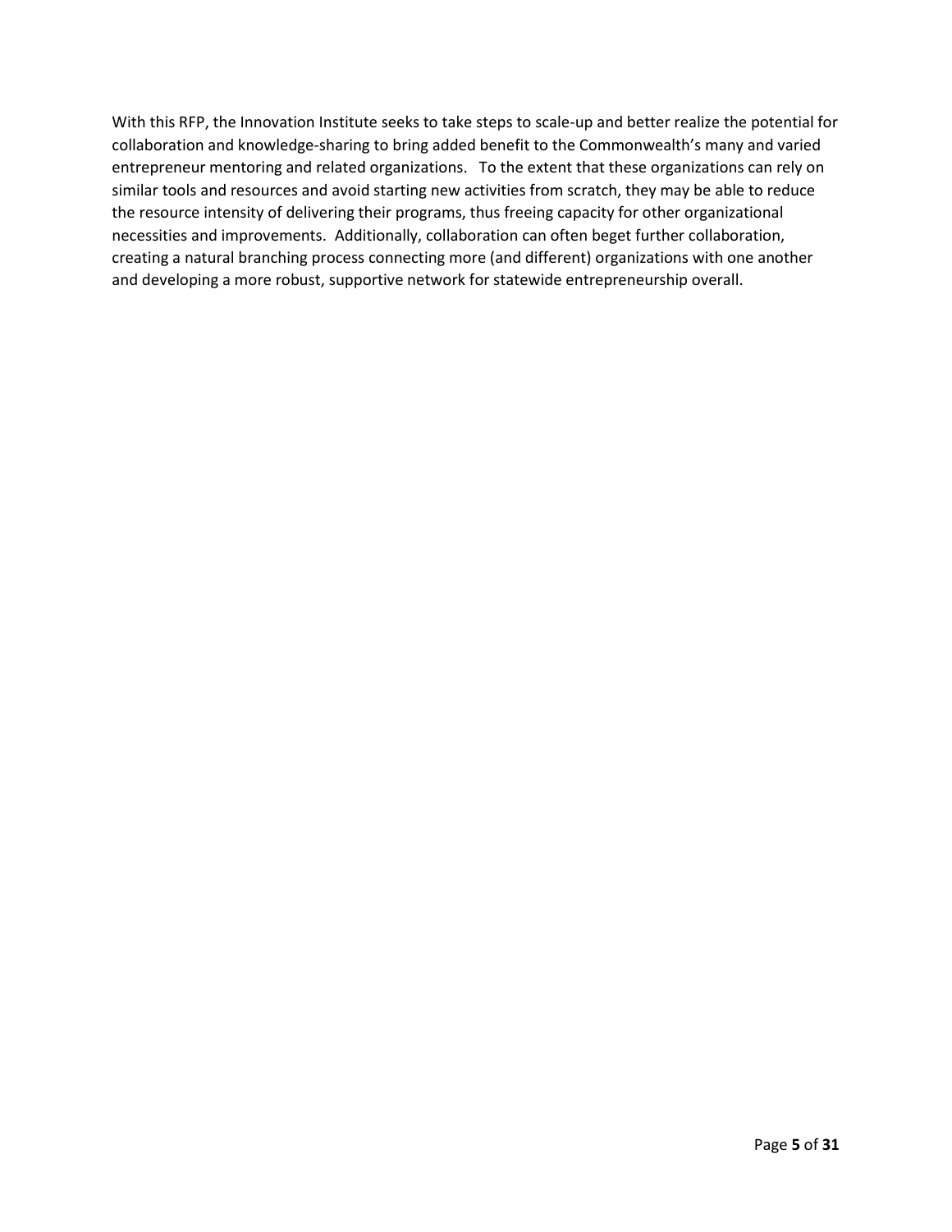With this RFP, the Innovation Institute seeks to take steps to scale-up and better realize the potential for collaboration and knowledge-sharing to bring added benefit to the Commonwealth's many and varied entrepreneur mentoring and related organizations. To the extent that these organizations can rely on similar tools and resources and avoid starting new activities from scratch, they may be able to reduce the resource intensity of delivering their programs, thus freeing capacity for other organizational necessities and improvements. Additionally, collaboration can often beget further collaboration, creating a natural branching process connecting more (and different) organizations with one another and developing a more robust, supportive network for statewide entrepreneurship overall.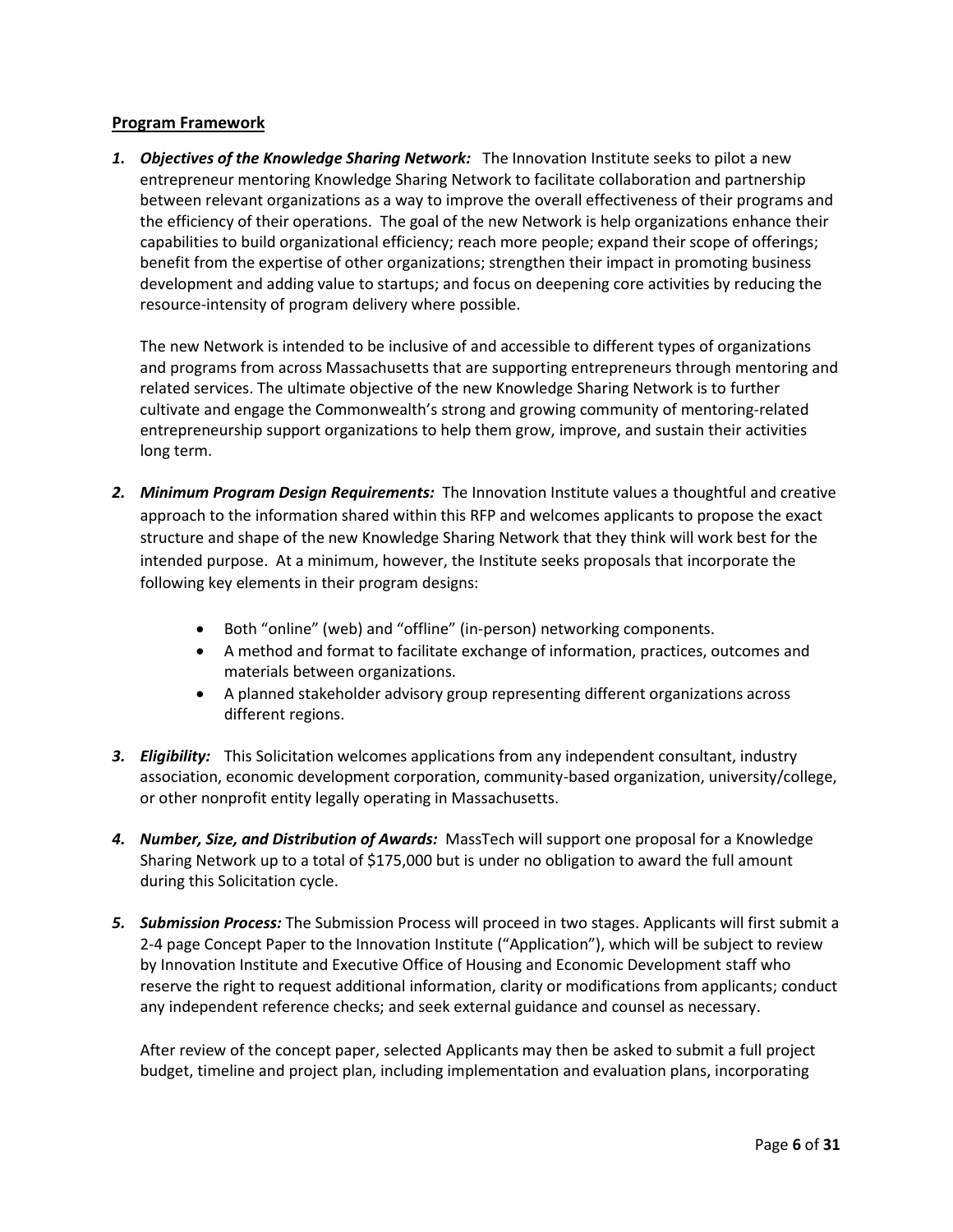## Program Framework

1. ***Objectives of the Knowledge Sharing Network:*** The Innovation Institute seeks to pilot a new entrepreneur mentoring Knowledge Sharing Network to facilitate collaboration and partnership between relevant organizations as a way to improve the overall effectiveness of their programs and the efficiency of their operations. The goal of the new Network is help organizations enhance their capabilities to build organizational efficiency; reach more people; expand their scope of offerings; benefit from the expertise of other organizations; strengthen their impact in promoting business development and adding value to startups; and focus on deepening core activities by reducing the resource-intensity of program delivery where possible.

   The new Network is intended to be inclusive of and accessible to different types of organizations and programs from across Massachusetts that are supporting entrepreneurs through mentoring and related services. The ultimate objective of the new Knowledge Sharing Network is to further cultivate and engage the Commonwealth's strong and growing community of mentoring-related entrepreneurship support organizations to help them grow, improve, and sustain their activities long term.

2. ***Minimum Program Design Requirements:*** The Innovation Institute values a thoughtful and creative approach to the information shared within this RFP and welcomes applicants to propose the exact structure and shape of the new Knowledge Sharing Network that they think will work best for the intended purpose. At a minimum, however, the Institute seeks proposals that incorporate the following key elements in their program designs:

   - Both "online" (web) and "offline" (in-person) networking components.
   - A method and format to facilitate exchange of information, practices, outcomes and materials between organizations.
   - A planned stakeholder advisory group representing different organizations across different regions.

3. ***Eligibility:*** This Solicitation welcomes applications from any independent consultant, industry association, economic development corporation, community-based organization, university/college, or other nonprofit entity legally operating in Massachusetts.

4. ***Number, Size, and Distribution of Awards:*** MassTech will support one proposal for a Knowledge Sharing Network up to a total of $175,000 but is under no obligation to award the full amount during this Solicitation cycle.

5. ***Submission Process:*** The Submission Process will proceed in two stages. Applicants will first submit a 2-4 page Concept Paper to the Innovation Institute ("Application"), which will be subject to review by Innovation Institute and Executive Office of Housing and Economic Development staff who reserve the right to request additional information, clarity or modifications from applicants; conduct any independent reference checks; and seek external guidance and counsel as necessary.

   After review of the concept paper, selected Applicants may then be asked to submit a full project budget, timeline and project plan, including implementation and evaluation plans, incorporating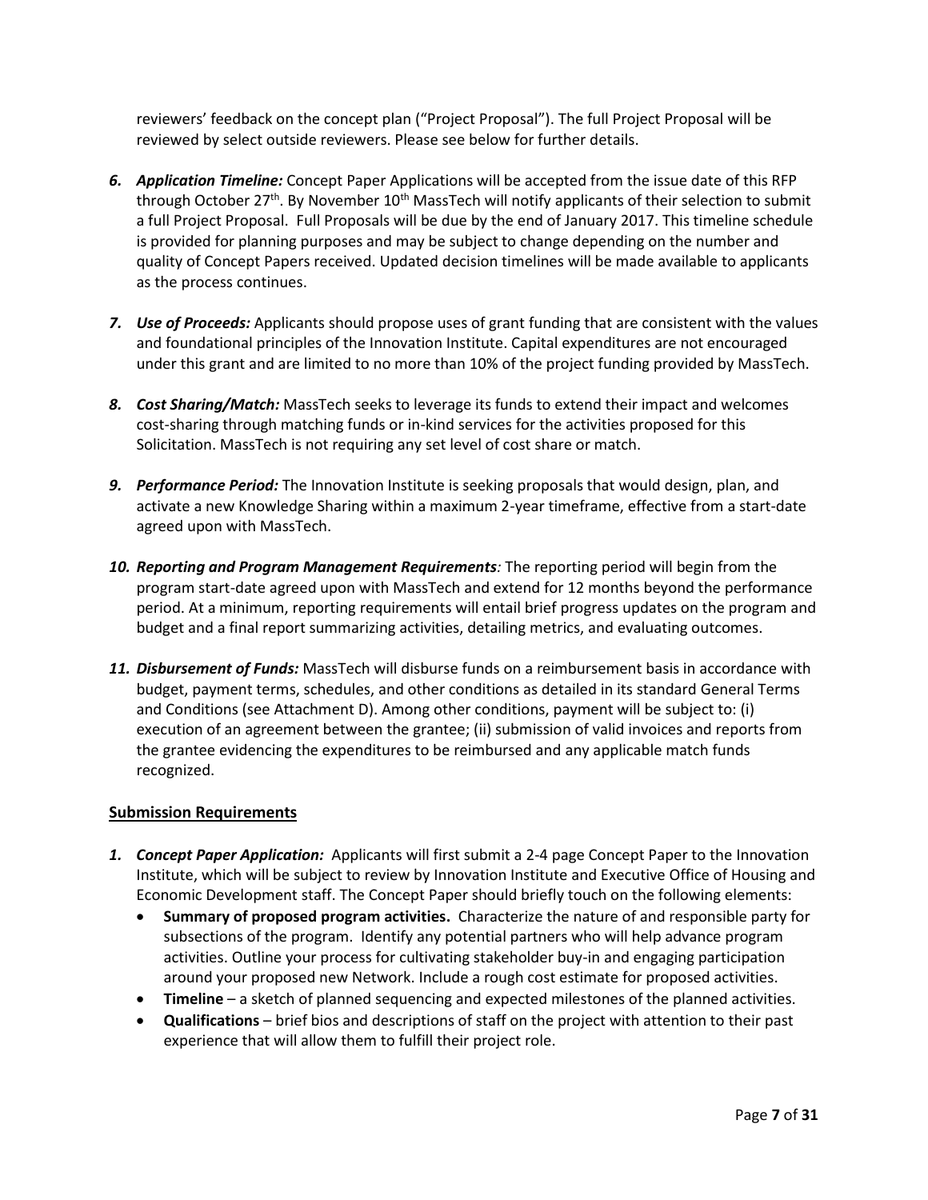reviewers' feedback on the concept plan ("Project Proposal"). The full Project Proposal will be reviewed by select outside reviewers. Please see below for further details.

6. ***Application Timeline:*** Concept Paper Applications will be accepted from the issue date of this RFP through October 27th. By November 10th MassTech will notify applicants of their selection to submit a full Project Proposal. Full Proposals will be due by the end of January 2017. This timeline schedule is provided for planning purposes and may be subject to change depending on the number and quality of Concept Papers received. Updated decision timelines will be made available to applicants as the process continues.

7. ***Use of Proceeds:*** Applicants should propose uses of grant funding that are consistent with the values and foundational principles of the Innovation Institute. Capital expenditures are not encouraged under this grant and are limited to no more than 10% of the project funding provided by MassTech.

8. ***Cost Sharing/Match:*** MassTech seeks to leverage its funds to extend their impact and welcomes cost-sharing through matching funds or in-kind services for the activities proposed for this Solicitation. MassTech is not requiring any set level of cost share or match.

9. ***Performance Period:*** The Innovation Institute is seeking proposals that would design, plan, and activate a new Knowledge Sharing within a maximum 2-year timeframe, effective from a start-date agreed upon with MassTech.

10. ***Reporting and Program Management Requirements:*** The reporting period will begin from the program start-date agreed upon with MassTech and extend for 12 months beyond the performance period. At a minimum, reporting requirements will entail brief progress updates on the program and budget and a final report summarizing activities, detailing metrics, and evaluating outcomes.

11. ***Disbursement of Funds:*** MassTech will disburse funds on a reimbursement basis in accordance with budget, payment terms, schedules, and other conditions as detailed in its standard General Terms and Conditions (see Attachment D). Among other conditions, payment will be subject to: (i) execution of an agreement between the grantee; (ii) submission of valid invoices and reports from the grantee evidencing the expenditures to be reimbursed and any applicable match funds recognized.

## Submission Requirements

1. ***Concept Paper Application:*** Applicants will first submit a 2-4 page Concept Paper to the Innovation Institute, which will be subject to review by Innovation Institute and Executive Office of Housing and Economic Development staff. The Concept Paper should briefly touch on the following elements:
   - **Summary of proposed program activities.** Characterize the nature of and responsible party for subsections of the program. Identify any potential partners who will help advance program activities. Outline your process for cultivating stakeholder buy-in and engaging participation around your proposed new Network. Include a rough cost estimate for proposed activities.
   - **Timeline** – a sketch of planned sequencing and expected milestones of the planned activities.
   - **Qualifications** – brief bios and descriptions of staff on the project with attention to their past experience that will allow them to fulfill their project role.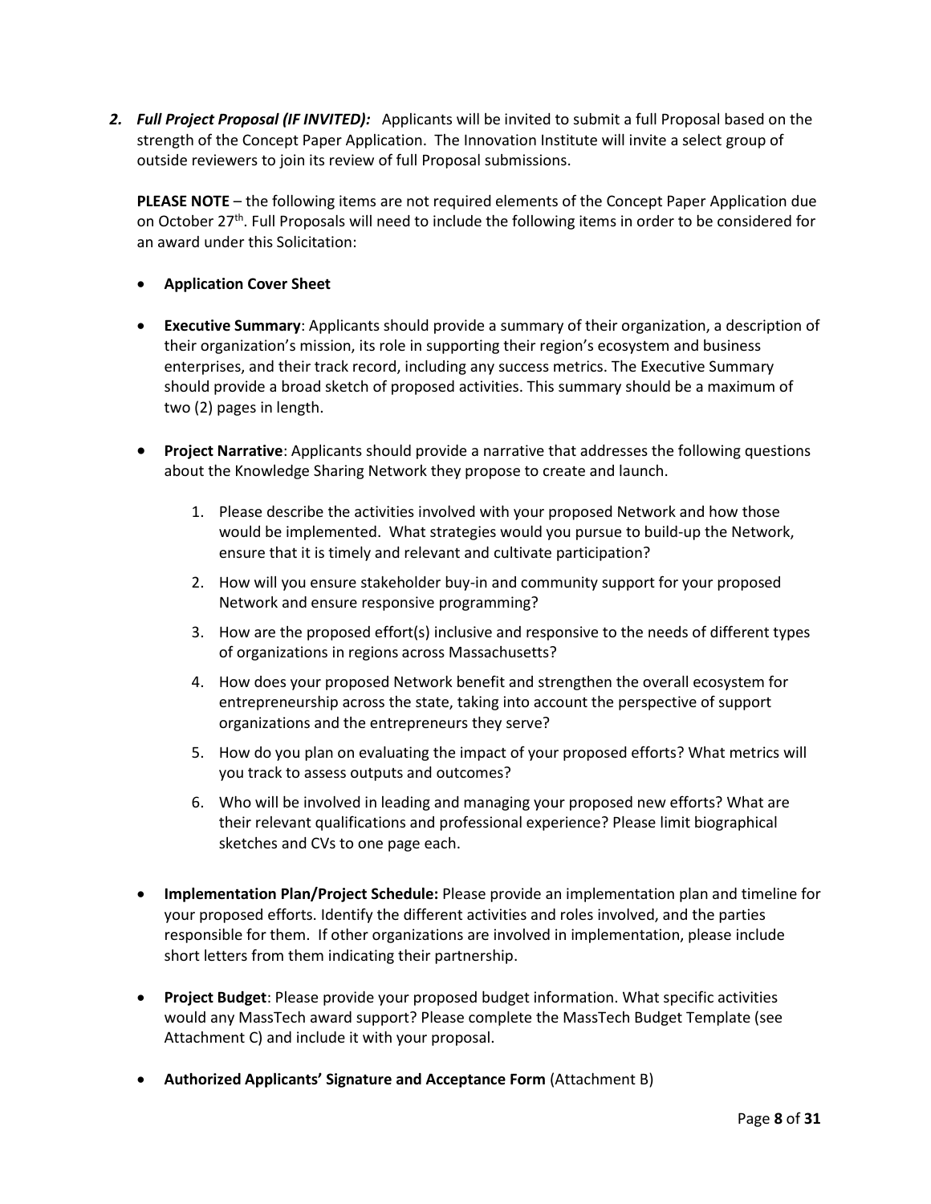2. ***Full Project Proposal (IF INVITED):*** Applicants will be invited to submit a full Proposal based on the strength of the Concept Paper Application. The Innovation Institute will invite a select group of outside reviewers to join its review of full Proposal submissions.

   **PLEASE NOTE** – the following items are not required elements of the Concept Paper Application due on October 27th. Full Proposals will need to include the following items in order to be considered for an award under this Solicitation:

   - **Application Cover Sheet**

   - **Executive Summary**: Applicants should provide a summary of their organization, a description of their organization's mission, its role in supporting their region's ecosystem and business enterprises, and their track record, including any success metrics. The Executive Summary should provide a broad sketch of proposed activities. This summary should be a maximum of two (2) pages in length.

   - **Project Narrative**: Applicants should provide a narrative that addresses the following questions about the Knowledge Sharing Network they propose to create and launch.

     1. Please describe the activities involved with your proposed Network and how those would be implemented. What strategies would you pursue to build-up the Network, ensure that it is timely and relevant and cultivate participation?
     2. How will you ensure stakeholder buy-in and community support for your proposed Network and ensure responsive programming?
     3. How are the proposed effort(s) inclusive and responsive to the needs of different types of organizations in regions across Massachusetts?
     4. How does your proposed Network benefit and strengthen the overall ecosystem for entrepreneurship across the state, taking into account the perspective of support organizations and the entrepreneurs they serve?
     5. How do you plan on evaluating the impact of your proposed efforts? What metrics will you track to assess outputs and outcomes?
     6. Who will be involved in leading and managing your proposed new efforts? What are their relevant qualifications and professional experience? Please limit biographical sketches and CVs to one page each.

   - **Implementation Plan/Project Schedule:** Please provide an implementation plan and timeline for your proposed efforts. Identify the different activities and roles involved, and the parties responsible for them. If other organizations are involved in implementation, please include short letters from them indicating their partnership.

   - **Project Budget**: Please provide your proposed budget information. What specific activities would any MassTech award support? Please complete the MassTech Budget Template (see Attachment C) and include it with your proposal.

   - **Authorized Applicants' Signature and Acceptance Form** (Attachment B)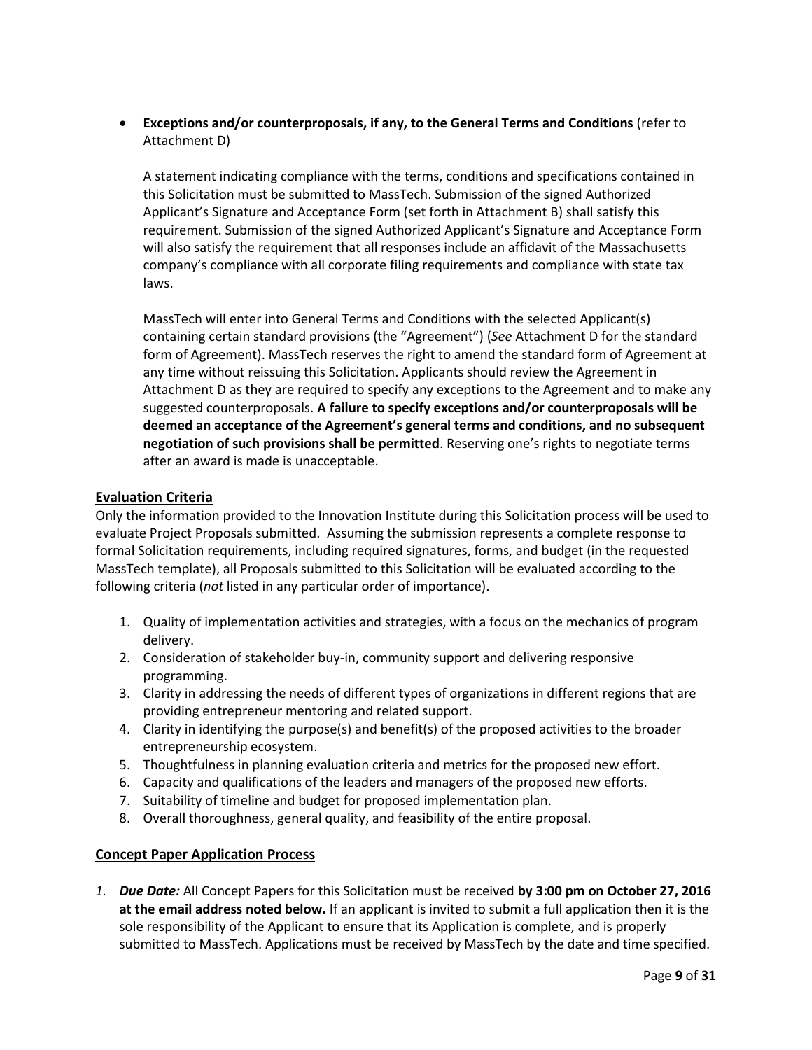- **Exceptions and/or counterproposals, if any, to the General Terms and Conditions** (refer to Attachment D)

  A statement indicating compliance with the terms, conditions and specifications contained in this Solicitation must be submitted to MassTech. Submission of the signed Authorized Applicant's Signature and Acceptance Form (set forth in Attachment B) shall satisfy this requirement. Submission of the signed Authorized Applicant's Signature and Acceptance Form will also satisfy the requirement that all responses include an affidavit of the Massachusetts company's compliance with all corporate filing requirements and compliance with state tax laws.

  MassTech will enter into General Terms and Conditions with the selected Applicant(s) containing certain standard provisions (the "Agreement") (*See* Attachment D for the standard form of Agreement). MassTech reserves the right to amend the standard form of Agreement at any time without reissuing this Solicitation. Applicants should review the Agreement in Attachment D as they are required to specify any exceptions to the Agreement and to make any suggested counterproposals. **A failure to specify exceptions and/or counterproposals will be deemed an acceptance of the Agreement's general terms and conditions, and no subsequent negotiation of such provisions shall be permitted**. Reserving one's rights to negotiate terms after an award is made is unacceptable.

## Evaluation Criteria

Only the information provided to the Innovation Institute during this Solicitation process will be used to evaluate Project Proposals submitted. Assuming the submission represents a complete response to formal Solicitation requirements, including required signatures, forms, and budget (in the requested MassTech template), all Proposals submitted to this Solicitation will be evaluated according to the following criteria (*not* listed in any particular order of importance).

1. Quality of implementation activities and strategies, with a focus on the mechanics of program delivery.
2. Consideration of stakeholder buy-in, community support and delivering responsive programming.
3. Clarity in addressing the needs of different types of organizations in different regions that are providing entrepreneur mentoring and related support.
4. Clarity in identifying the purpose(s) and benefit(s) of the proposed activities to the broader entrepreneurship ecosystem.
5. Thoughtfulness in planning evaluation criteria and metrics for the proposed new effort.
6. Capacity and qualifications of the leaders and managers of the proposed new efforts.
7. Suitability of timeline and budget for proposed implementation plan.
8. Overall thoroughness, general quality, and feasibility of the entire proposal.

## Concept Paper Application Process

1. ***Due Date:*** All Concept Papers for this Solicitation must be received **by 3:00 pm on October 27, 2016 at the email address noted below.** If an applicant is invited to submit a full application then it is the sole responsibility of the Applicant to ensure that its Application is complete, and is properly submitted to MassTech. Applications must be received by MassTech by the date and time specified.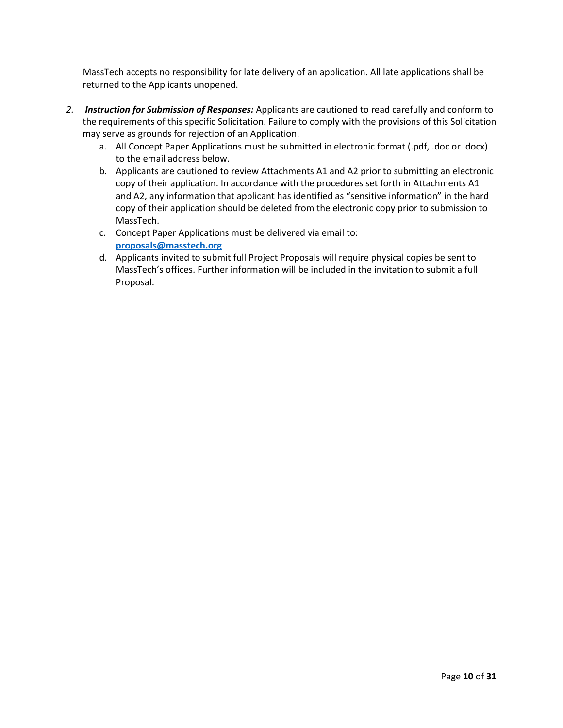MassTech accepts no responsibility for late delivery of an application. All late applications shall be returned to the Applicants unopened.

2. ***Instruction for Submission of Responses:*** Applicants are cautioned to read carefully and conform to the requirements of this specific Solicitation. Failure to comply with the provisions of this Solicitation may serve as grounds for rejection of an Application.
   a. All Concept Paper Applications must be submitted in electronic format (.pdf, .doc or .docx) to the email address below.
   b. Applicants are cautioned to review Attachments A1 and A2 prior to submitting an electronic copy of their application. In accordance with the procedures set forth in Attachments A1 and A2, any information that applicant has identified as "sensitive information" in the hard copy of their application should be deleted from the electronic copy prior to submission to MassTech.
   c. Concept Paper Applications must be delivered via email to: **proposals@masstech.org**
   d. Applicants invited to submit full Project Proposals will require physical copies be sent to MassTech's offices. Further information will be included in the invitation to submit a full Proposal.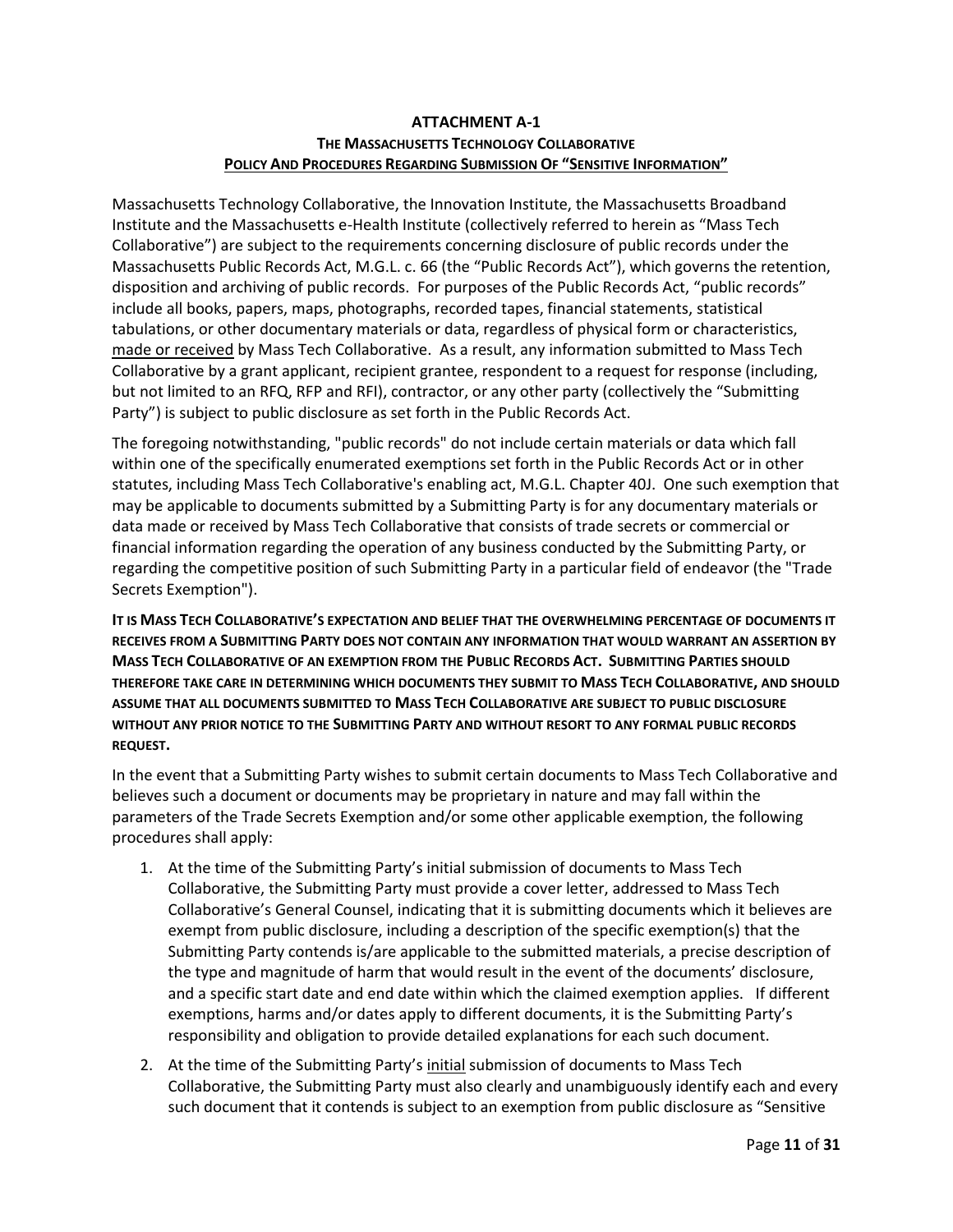**ATTACHMENT A-1**

**THE MASSACHUSETTS TECHNOLOGY COLLABORATIVE**

**POLICY AND PROCEDURES REGARDING SUBMISSION OF "SENSITIVE INFORMATION"**

Massachusetts Technology Collaborative, the Innovation Institute, the Massachusetts Broadband Institute and the Massachusetts e-Health Institute (collectively referred to herein as "Mass Tech Collaborative") are subject to the requirements concerning disclosure of public records under the Massachusetts Public Records Act, M.G.L. c. 66 (the "Public Records Act"), which governs the retention, disposition and archiving of public records. For purposes of the Public Records Act, "public records" include all books, papers, maps, photographs, recorded tapes, financial statements, statistical tabulations, or other documentary materials or data, regardless of physical form or characteristics, made or received by Mass Tech Collaborative. As a result, any information submitted to Mass Tech Collaborative by a grant applicant, recipient grantee, respondent to a request for response (including, but not limited to an RFQ, RFP and RFI), contractor, or any other party (collectively the "Submitting Party") is subject to public disclosure as set forth in the Public Records Act.

The foregoing notwithstanding, "public records" do not include certain materials or data which fall within one of the specifically enumerated exemptions set forth in the Public Records Act or in other statutes, including Mass Tech Collaborative's enabling act, M.G.L. Chapter 40J. One such exemption that may be applicable to documents submitted by a Submitting Party is for any documentary materials or data made or received by Mass Tech Collaborative that consists of trade secrets or commercial or financial information regarding the operation of any business conducted by the Submitting Party, or regarding the competitive position of such Submitting Party in a particular field of endeavor (the "Trade Secrets Exemption").

**IT IS MASS TECH COLLABORATIVE'S EXPECTATION AND BELIEF THAT THE OVERWHELMING PERCENTAGE OF DOCUMENTS IT RECEIVES FROM A SUBMITTING PARTY DOES NOT CONTAIN ANY INFORMATION THAT WOULD WARRANT AN ASSERTION BY MASS TECH COLLABORATIVE OF AN EXEMPTION FROM THE PUBLIC RECORDS ACT. SUBMITTING PARTIES SHOULD THEREFORE TAKE CARE IN DETERMINING WHICH DOCUMENTS THEY SUBMIT TO MASS TECH COLLABORATIVE, AND SHOULD ASSUME THAT ALL DOCUMENTS SUBMITTED TO MASS TECH COLLABORATIVE ARE SUBJECT TO PUBLIC DISCLOSURE WITHOUT ANY PRIOR NOTICE TO THE SUBMITTING PARTY AND WITHOUT RESORT TO ANY FORMAL PUBLIC RECORDS REQUEST.**

In the event that a Submitting Party wishes to submit certain documents to Mass Tech Collaborative and believes such a document or documents may be proprietary in nature and may fall within the parameters of the Trade Secrets Exemption and/or some other applicable exemption, the following procedures shall apply:

1. At the time of the Submitting Party's initial submission of documents to Mass Tech Collaborative, the Submitting Party must provide a cover letter, addressed to Mass Tech Collaborative's General Counsel, indicating that it is submitting documents which it believes are exempt from public disclosure, including a description of the specific exemption(s) that the Submitting Party contends is/are applicable to the submitted materials, a precise description of the type and magnitude of harm that would result in the event of the documents' disclosure, and a specific start date and end date within which the claimed exemption applies. If different exemptions, harms and/or dates apply to different documents, it is the Submitting Party's responsibility and obligation to provide detailed explanations for each such document.
2. At the time of the Submitting Party's initial submission of documents to Mass Tech Collaborative, the Submitting Party must also clearly and unambiguously identify each and every such document that it contends is subject to an exemption from public disclosure as "Sensitive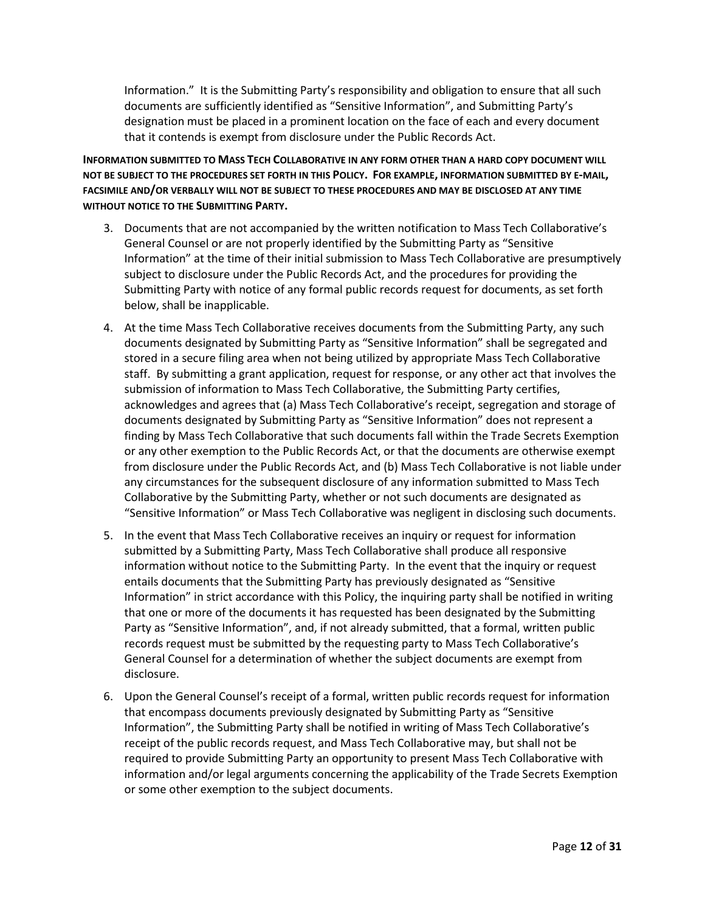Information." It is the Submitting Party's responsibility and obligation to ensure that all such documents are sufficiently identified as "Sensitive Information", and Submitting Party's designation must be placed in a prominent location on the face of each and every document that it contends is exempt from disclosure under the Public Records Act.

**INFORMATION SUBMITTED TO MASS TECH COLLABORATIVE IN ANY FORM OTHER THAN A HARD COPY DOCUMENT WILL NOT BE SUBJECT TO THE PROCEDURES SET FORTH IN THIS POLICY. FOR EXAMPLE, INFORMATION SUBMITTED BY E-MAIL, FACSIMILE AND/OR VERBALLY WILL NOT BE SUBJECT TO THESE PROCEDURES AND MAY BE DISCLOSED AT ANY TIME WITHOUT NOTICE TO THE SUBMITTING PARTY.**

3. Documents that are not accompanied by the written notification to Mass Tech Collaborative's General Counsel or are not properly identified by the Submitting Party as "Sensitive Information" at the time of their initial submission to Mass Tech Collaborative are presumptively subject to disclosure under the Public Records Act, and the procedures for providing the Submitting Party with notice of any formal public records request for documents, as set forth below, shall be inapplicable.
4. At the time Mass Tech Collaborative receives documents from the Submitting Party, any such documents designated by Submitting Party as "Sensitive Information" shall be segregated and stored in a secure filing area when not being utilized by appropriate Mass Tech Collaborative staff. By submitting a grant application, request for response, or any other act that involves the submission of information to Mass Tech Collaborative, the Submitting Party certifies, acknowledges and agrees that (a) Mass Tech Collaborative's receipt, segregation and storage of documents designated by Submitting Party as "Sensitive Information" does not represent a finding by Mass Tech Collaborative that such documents fall within the Trade Secrets Exemption or any other exemption to the Public Records Act, or that the documents are otherwise exempt from disclosure under the Public Records Act, and (b) Mass Tech Collaborative is not liable under any circumstances for the subsequent disclosure of any information submitted to Mass Tech Collaborative by the Submitting Party, whether or not such documents are designated as "Sensitive Information" or Mass Tech Collaborative was negligent in disclosing such documents.
5. In the event that Mass Tech Collaborative receives an inquiry or request for information submitted by a Submitting Party, Mass Tech Collaborative shall produce all responsive information without notice to the Submitting Party. In the event that the inquiry or request entails documents that the Submitting Party has previously designated as "Sensitive Information" in strict accordance with this Policy, the inquiring party shall be notified in writing that one or more of the documents it has requested has been designated by the Submitting Party as "Sensitive Information", and, if not already submitted, that a formal, written public records request must be submitted by the requesting party to Mass Tech Collaborative's General Counsel for a determination of whether the subject documents are exempt from disclosure.
6. Upon the General Counsel's receipt of a formal, written public records request for information that encompass documents previously designated by Submitting Party as "Sensitive Information", the Submitting Party shall be notified in writing of Mass Tech Collaborative's receipt of the public records request, and Mass Tech Collaborative may, but shall not be required to provide Submitting Party an opportunity to present Mass Tech Collaborative with information and/or legal arguments concerning the applicability of the Trade Secrets Exemption or some other exemption to the subject documents.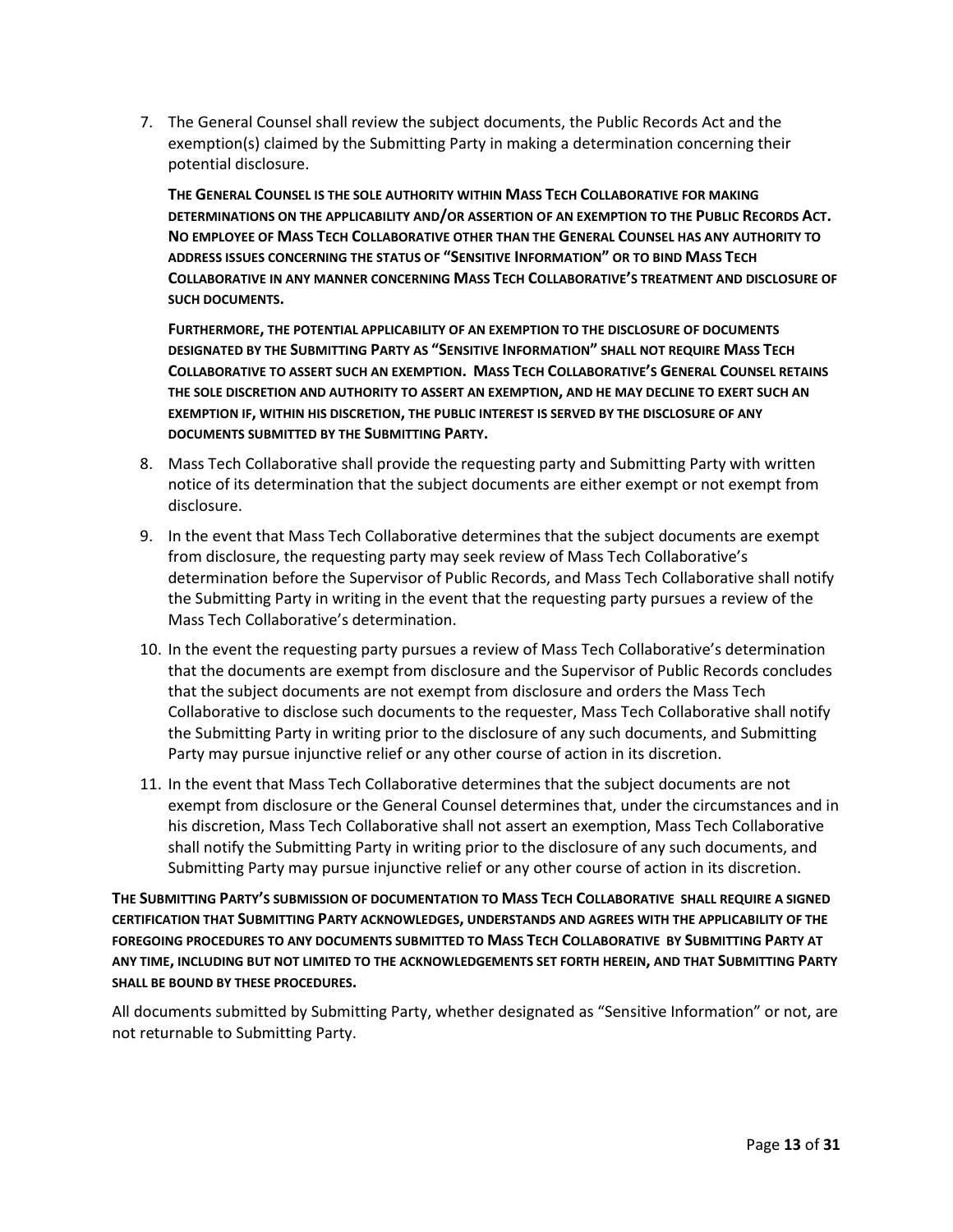7. The General Counsel shall review the subject documents, the Public Records Act and the exemption(s) claimed by the Submitting Party in making a determination concerning their potential disclosure.

   **THE GENERAL COUNSEL IS THE SOLE AUTHORITY WITHIN MASS TECH COLLABORATIVE FOR MAKING DETERMINATIONS ON THE APPLICABILITY AND/OR ASSERTION OF AN EXEMPTION TO THE PUBLIC RECORDS ACT. NO EMPLOYEE OF MASS TECH COLLABORATIVE OTHER THAN THE GENERAL COUNSEL HAS ANY AUTHORITY TO ADDRESS ISSUES CONCERNING THE STATUS OF "SENSITIVE INFORMATION" OR TO BIND MASS TECH COLLABORATIVE IN ANY MANNER CONCERNING MASS TECH COLLABORATIVE'S TREATMENT AND DISCLOSURE OF SUCH DOCUMENTS.**

   **FURTHERMORE, THE POTENTIAL APPLICABILITY OF AN EXEMPTION TO THE DISCLOSURE OF DOCUMENTS DESIGNATED BY THE SUBMITTING PARTY AS "SENSITIVE INFORMATION" SHALL NOT REQUIRE MASS TECH COLLABORATIVE TO ASSERT SUCH AN EXEMPTION. MASS TECH COLLABORATIVE'S GENERAL COUNSEL RETAINS THE SOLE DISCRETION AND AUTHORITY TO ASSERT AN EXEMPTION, AND HE MAY DECLINE TO EXERT SUCH AN EXEMPTION IF, WITHIN HIS DISCRETION, THE PUBLIC INTEREST IS SERVED BY THE DISCLOSURE OF ANY DOCUMENTS SUBMITTED BY THE SUBMITTING PARTY.**

8. Mass Tech Collaborative shall provide the requesting party and Submitting Party with written notice of its determination that the subject documents are either exempt or not exempt from disclosure.

9. In the event that Mass Tech Collaborative determines that the subject documents are exempt from disclosure, the requesting party may seek review of Mass Tech Collaborative's determination before the Supervisor of Public Records, and Mass Tech Collaborative shall notify the Submitting Party in writing in the event that the requesting party pursues a review of the Mass Tech Collaborative's determination.

10. In the event the requesting party pursues a review of Mass Tech Collaborative's determination that the documents are exempt from disclosure and the Supervisor of Public Records concludes that the subject documents are not exempt from disclosure and orders the Mass Tech Collaborative to disclose such documents to the requester, Mass Tech Collaborative shall notify the Submitting Party in writing prior to the disclosure of any such documents, and Submitting Party may pursue injunctive relief or any other course of action in its discretion.

11. In the event that Mass Tech Collaborative determines that the subject documents are not exempt from disclosure or the General Counsel determines that, under the circumstances and in his discretion, Mass Tech Collaborative shall not assert an exemption, Mass Tech Collaborative shall notify the Submitting Party in writing prior to the disclosure of any such documents, and Submitting Party may pursue injunctive relief or any other course of action in its discretion.

**THE SUBMITTING PARTY'S SUBMISSION OF DOCUMENTATION TO MASS TECH COLLABORATIVE SHALL REQUIRE A SIGNED CERTIFICATION THAT SUBMITTING PARTY ACKNOWLEDGES, UNDERSTANDS AND AGREES WITH THE APPLICABILITY OF THE FOREGOING PROCEDURES TO ANY DOCUMENTS SUBMITTED TO MASS TECH COLLABORATIVE BY SUBMITTING PARTY AT ANY TIME, INCLUDING BUT NOT LIMITED TO THE ACKNOWLEDGEMENTS SET FORTH HEREIN, AND THAT SUBMITTING PARTY SHALL BE BOUND BY THESE PROCEDURES.**

All documents submitted by Submitting Party, whether designated as "Sensitive Information" or not, are not returnable to Submitting Party.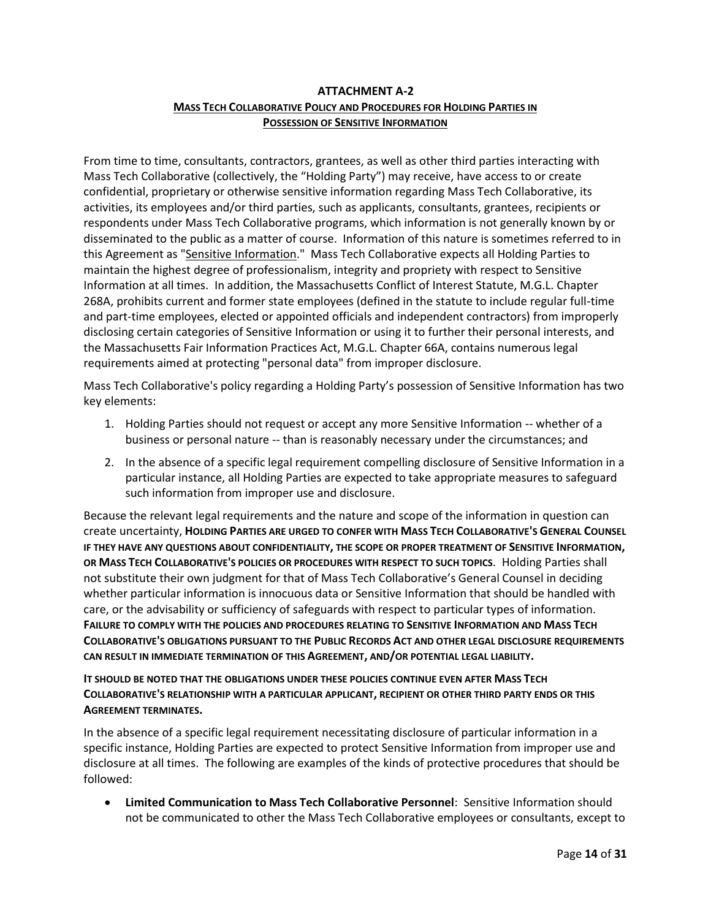# ATTACHMENT A-2

## MASS TECH COLLABORATIVE POLICY AND PROCEDURES FOR HOLDING PARTIES IN POSSESSION OF SENSITIVE INFORMATION

From time to time, consultants, contractors, grantees, as well as other third parties interacting with Mass Tech Collaborative (collectively, the "Holding Party") may receive, have access to or create confidential, proprietary or otherwise sensitive information regarding Mass Tech Collaborative, its activities, its employees and/or third parties, such as applicants, consultants, grantees, recipients or respondents under Mass Tech Collaborative programs, which information is not generally known by or disseminated to the public as a matter of course. Information of this nature is sometimes referred to in this Agreement as "Sensitive Information." Mass Tech Collaborative expects all Holding Parties to maintain the highest degree of professionalism, integrity and propriety with respect to Sensitive Information at all times. In addition, the Massachusetts Conflict of Interest Statute, M.G.L. Chapter 268A, prohibits current and former state employees (defined in the statute to include regular full-time and part-time employees, elected or appointed officials and independent contractors) from improperly disclosing certain categories of Sensitive Information or using it to further their personal interests, and the Massachusetts Fair Information Practices Act, M.G.L. Chapter 66A, contains numerous legal requirements aimed at protecting "personal data" from improper disclosure.

Mass Tech Collaborative's policy regarding a Holding Party's possession of Sensitive Information has two key elements:

1. Holding Parties should not request or accept any more Sensitive Information -- whether of a business or personal nature -- than is reasonably necessary under the circumstances; and
2. In the absence of a specific legal requirement compelling disclosure of Sensitive Information in a particular instance, all Holding Parties are expected to take appropriate measures to safeguard such information from improper use and disclosure.

Because the relevant legal requirements and the nature and scope of the information in question can create uncertainty, **HOLDING PARTIES ARE URGED TO CONFER WITH MASS TECH COLLABORATIVE'S GENERAL COUNSEL IF THEY HAVE ANY QUESTIONS ABOUT CONFIDENTIALITY, THE SCOPE OR PROPER TREATMENT OF SENSITIVE INFORMATION, OR MASS TECH COLLABORATIVE'S POLICIES OR PROCEDURES WITH RESPECT TO SUCH TOPICS**. Holding Parties shall not substitute their own judgment for that of Mass Tech Collaborative's General Counsel in deciding whether particular information is innocuous data or Sensitive Information that should be handled with care, or the advisability or sufficiency of safeguards with respect to particular types of information. **FAILURE TO COMPLY WITH THE POLICIES AND PROCEDURES RELATING TO SENSITIVE INFORMATION AND MASS TECH COLLABORATIVE'S OBLIGATIONS PURSUANT TO THE PUBLIC RECORDS ACT AND OTHER LEGAL DISCLOSURE REQUIREMENTS CAN RESULT IN IMMEDIATE TERMINATION OF THIS AGREEMENT, AND/OR POTENTIAL LEGAL LIABILITY.**

**IT SHOULD BE NOTED THAT THE OBLIGATIONS UNDER THESE POLICIES CONTINUE EVEN AFTER MASS TECH COLLABORATIVE'S RELATIONSHIP WITH A PARTICULAR APPLICANT, RECIPIENT OR OTHER THIRD PARTY ENDS OR THIS AGREEMENT TERMINATES.**

In the absence of a specific legal requirement necessitating disclosure of particular information in a specific instance, Holding Parties are expected to protect Sensitive Information from improper use and disclosure at all times. The following are examples of the kinds of protective procedures that should be followed:

- **Limited Communication to Mass Tech Collaborative Personnel**: Sensitive Information should not be communicated to other the Mass Tech Collaborative employees or consultants, except to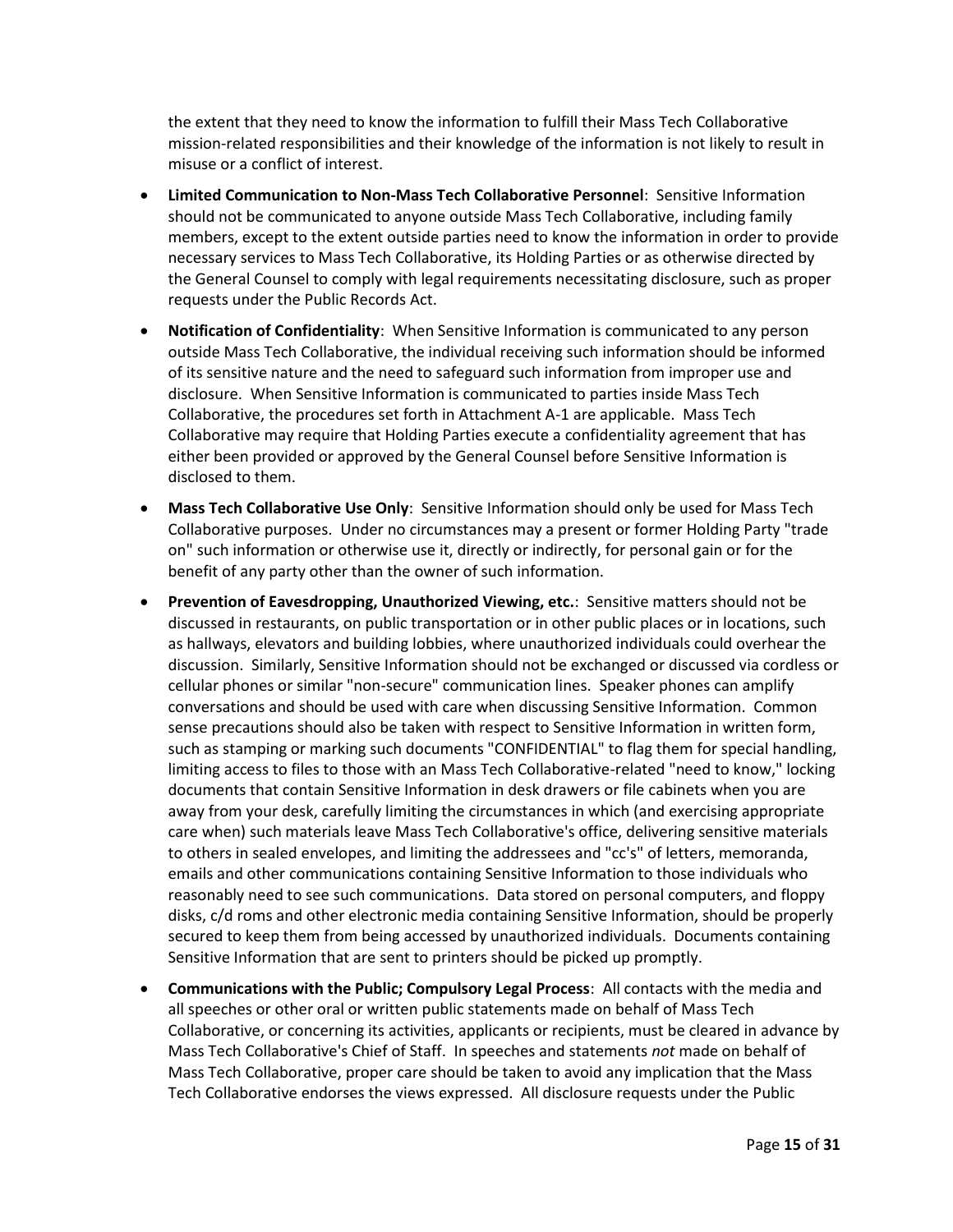the extent that they need to know the information to fulfill their Mass Tech Collaborative mission-related responsibilities and their knowledge of the information is not likely to result in misuse or a conflict of interest.

- **Limited Communication to Non-Mass Tech Collaborative Personnel**: Sensitive Information should not be communicated to anyone outside Mass Tech Collaborative, including family members, except to the extent outside parties need to know the information in order to provide necessary services to Mass Tech Collaborative, its Holding Parties or as otherwise directed by the General Counsel to comply with legal requirements necessitating disclosure, such as proper requests under the Public Records Act.
- **Notification of Confidentiality**: When Sensitive Information is communicated to any person outside Mass Tech Collaborative, the individual receiving such information should be informed of its sensitive nature and the need to safeguard such information from improper use and disclosure. When Sensitive Information is communicated to parties inside Mass Tech Collaborative, the procedures set forth in Attachment A-1 are applicable. Mass Tech Collaborative may require that Holding Parties execute a confidentiality agreement that has either been provided or approved by the General Counsel before Sensitive Information is disclosed to them.
- **Mass Tech Collaborative Use Only**: Sensitive Information should only be used for Mass Tech Collaborative purposes. Under no circumstances may a present or former Holding Party "trade on" such information or otherwise use it, directly or indirectly, for personal gain or for the benefit of any party other than the owner of such information.
- **Prevention of Eavesdropping, Unauthorized Viewing, etc.**: Sensitive matters should not be discussed in restaurants, on public transportation or in other public places or in locations, such as hallways, elevators and building lobbies, where unauthorized individuals could overhear the discussion. Similarly, Sensitive Information should not be exchanged or discussed via cordless or cellular phones or similar "non-secure" communication lines. Speaker phones can amplify conversations and should be used with care when discussing Sensitive Information. Common sense precautions should also be taken with respect to Sensitive Information in written form, such as stamping or marking such documents "CONFIDENTIAL" to flag them for special handling, limiting access to files to those with an Mass Tech Collaborative-related "need to know," locking documents that contain Sensitive Information in desk drawers or file cabinets when you are away from your desk, carefully limiting the circumstances in which (and exercising appropriate care when) such materials leave Mass Tech Collaborative's office, delivering sensitive materials to others in sealed envelopes, and limiting the addressees and "cc's" of letters, memoranda, emails and other communications containing Sensitive Information to those individuals who reasonably need to see such communications. Data stored on personal computers, and floppy disks, c/d roms and other electronic media containing Sensitive Information, should be properly secured to keep them from being accessed by unauthorized individuals. Documents containing Sensitive Information that are sent to printers should be picked up promptly.
- **Communications with the Public; Compulsory Legal Process**: All contacts with the media and all speeches or other oral or written public statements made on behalf of Mass Tech Collaborative, or concerning its activities, applicants or recipients, must be cleared in advance by Mass Tech Collaborative's Chief of Staff. In speeches and statements *not* made on behalf of Mass Tech Collaborative, proper care should be taken to avoid any implication that the Mass Tech Collaborative endorses the views expressed. All disclosure requests under the Public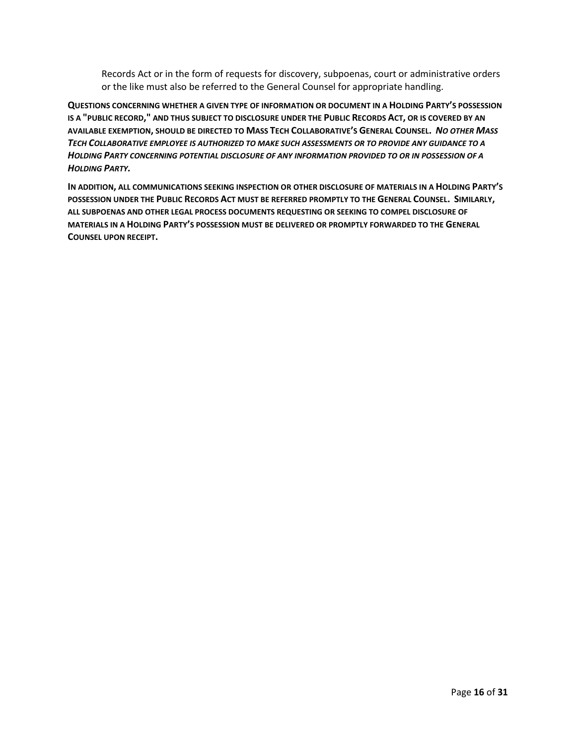Records Act or in the form of requests for discovery, subpoenas, court or administrative orders or the like must also be referred to the General Counsel for appropriate handling.

**QUESTIONS CONCERNING WHETHER A GIVEN TYPE OF INFORMATION OR DOCUMENT IN A HOLDING PARTY'S POSSESSION IS A "PUBLIC RECORD," AND THUS SUBJECT TO DISCLOSURE UNDER THE PUBLIC RECORDS ACT, OR IS COVERED BY AN AVAILABLE EXEMPTION, SHOULD BE DIRECTED TO MASS TECH COLLABORATIVE'S GENERAL COUNSEL.** ***NO OTHER MASS TECH COLLABORATIVE EMPLOYEE IS AUTHORIZED TO MAKE SUCH ASSESSMENTS OR TO PROVIDE ANY GUIDANCE TO A HOLDING PARTY CONCERNING POTENTIAL DISCLOSURE OF ANY INFORMATION PROVIDED TO OR IN POSSESSION OF A HOLDING PARTY.***

**IN ADDITION, ALL COMMUNICATIONS SEEKING INSPECTION OR OTHER DISCLOSURE OF MATERIALS IN A HOLDING PARTY'S POSSESSION UNDER THE PUBLIC RECORDS ACT MUST BE REFERRED PROMPTLY TO THE GENERAL COUNSEL. SIMILARLY, ALL SUBPOENAS AND OTHER LEGAL PROCESS DOCUMENTS REQUESTING OR SEEKING TO COMPEL DISCLOSURE OF MATERIALS IN A HOLDING PARTY'S POSSESSION MUST BE DELIVERED OR PROMPTLY FORWARDED TO THE GENERAL COUNSEL UPON RECEIPT.**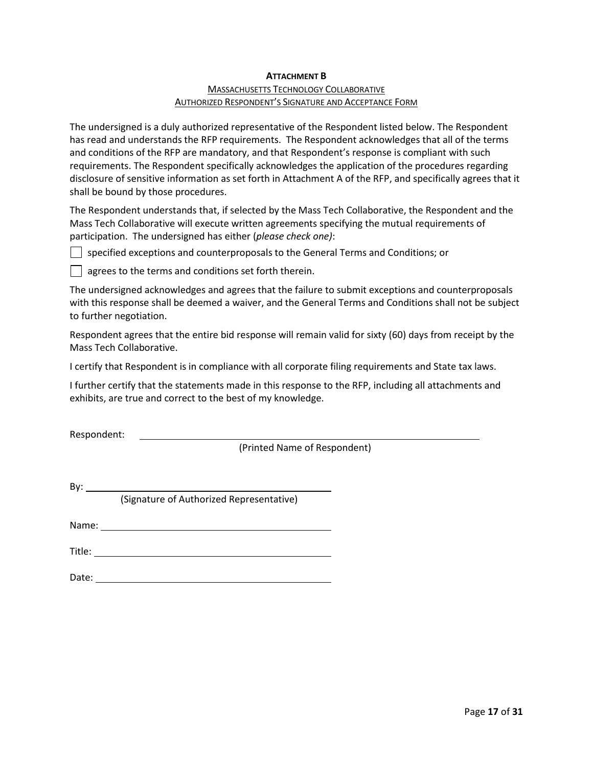**ATTACHMENT B**

MASSACHUSETTS TECHNOLOGY COLLABORATIVE

AUTHORIZED RESPONDENT'S SIGNATURE AND ACCEPTANCE FORM

The undersigned is a duly authorized representative of the Respondent listed below. The Respondent has read and understands the RFP requirements. The Respondent acknowledges that all of the terms and conditions of the RFP are mandatory, and that Respondent's response is compliant with such requirements. The Respondent specifically acknowledges the application of the procedures regarding disclosure of sensitive information as set forth in Attachment A of the RFP, and specifically agrees that it shall be bound by those procedures.

The Respondent understands that, if selected by the Mass Tech Collaborative, the Respondent and the Mass Tech Collaborative will execute written agreements specifying the mutual requirements of participation. The undersigned has either (*please check one)*:

☐ specified exceptions and counterproposals to the General Terms and Conditions; or

☐ agrees to the terms and conditions set forth therein.

The undersigned acknowledges and agrees that the failure to submit exceptions and counterproposals with this response shall be deemed a waiver, and the General Terms and Conditions shall not be subject to further negotiation.

Respondent agrees that the entire bid response will remain valid for sixty (60) days from receipt by the Mass Tech Collaborative.

I certify that Respondent is in compliance with all corporate filing requirements and State tax laws.

I further certify that the statements made in this response to the RFP, including all attachments and exhibits, are true and correct to the best of my knowledge.

Respondent: ______________________________________________________
(Printed Name of Respondent)

By: ____________________________________
(Signature of Authorized Representative)

Name: ____________________________________

Title: ____________________________________

Date: ____________________________________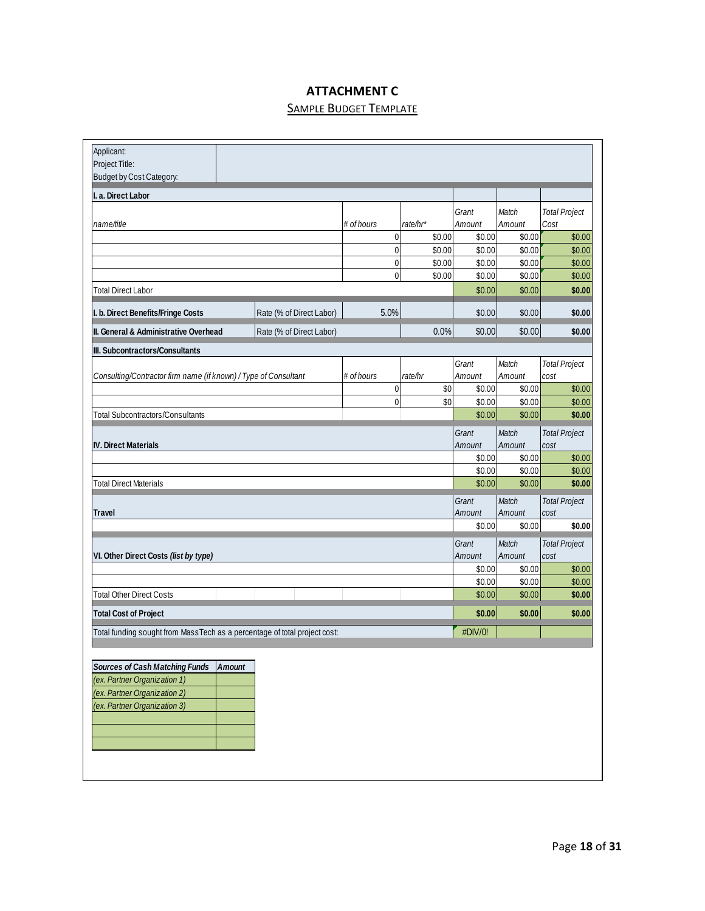# ATTACHMENT C

## SAMPLE BUDGET TEMPLATE

Applicant:
Project Title:
Budget by Cost Category:

| I. a. Direct Labor | | | | | | |
|---|---|---|---|---|---|---|
| *name/title* | | *# of hours* | *rate/hr\** | *Grant Amount* | *Match Amount* | *Total Project Cost* |
| | | 0 | $0.00 | $0.00 | $0.00 | $0.00 |
| | | 0 | $0.00 | $0.00 | $0.00 | $0.00 |
| | | 0 | $0.00 | $0.00 | $0.00 | $0.00 |
| | | 0 | $0.00 | $0.00 | $0.00 | $0.00 |
| Total Direct Labor | | | | $0.00 | $0.00 | **$0.00** |
| **I. b. Direct Benefits/Fringe Costs** | Rate (% of Direct Labor) | 5.0% | | $0.00 | $0.00 | **$0.00** |
| **II. General & Administrative Overhead** | Rate (% of Direct Labor) | | 0.0% | $0.00 | $0.00 | **$0.00** |
| **III. Subcontractors/Consultants** | | | | | | |
| *Consulting/Contractor firm name (if known) / Type of Consultant* | | *# of hours* | *rate/hr* | *Grant Amount* | *Match Amount* | *Total Project cost* |
| | | 0 | $0 | $0.00 | $0.00 | $0.00 |
| | | 0 | $0 | $0.00 | $0.00 | $0.00 |
| Total Subcontractors/Consultants | | | | $0.00 | $0.00 | **$0.00** |
| **IV. Direct Materials** | | | | *Grant Amount* | *Match Amount* | *Total Project cost* |
| | | | | $0.00 | $0.00 | $0.00 |
| | | | | $0.00 | $0.00 | $0.00 |
| Total Direct Materials | | | | $0.00 | $0.00 | **$0.00** |
| **Travel** | | | | *Grant Amount* | *Match Amount* | *Total Project cost* |
| | | | | $0.00 | $0.00 | **$0.00** |
| **VI. Other Direct Costs *(list by type)*** | | | | *Grant Amount* | *Match Amount* | *Total Project cost* |
| | | | | $0.00 | $0.00 | $0.00 |
| | | | | $0.00 | $0.00 | $0.00 |
| Total Other Direct Costs | | | | $0.00 | $0.00 | **$0.00** |
| **Total Cost of Project** | | | | **$0.00** | **$0.00** | **$0.00** |
| Total funding sought from MassTech as a percentage of total project cost: | | | | #DIV/0! | | |

| *Sources of Cash Matching Funds* | *Amount* |
|---|---|
| *(ex. Partner Organization 1)* | |
| *(ex. Partner Organization 2)* | |
| *(ex. Partner Organization 3)* | |
| | |
| | |
| | |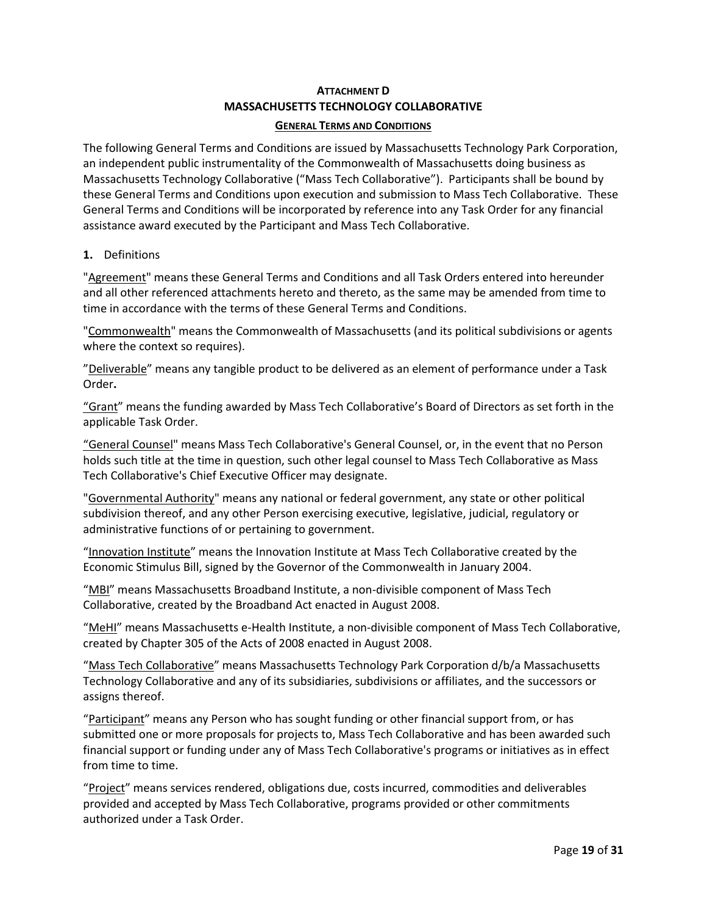**ATTACHMENT D**
**MASSACHUSETTS TECHNOLOGY COLLABORATIVE**
**GENERAL TERMS AND CONDITIONS**

The following General Terms and Conditions are issued by Massachusetts Technology Park Corporation, an independent public instrumentality of the Commonwealth of Massachusetts doing business as Massachusetts Technology Collaborative ("Mass Tech Collaborative"). Participants shall be bound by these General Terms and Conditions upon execution and submission to Mass Tech Collaborative. These General Terms and Conditions will be incorporated by reference into any Task Order for any financial assistance award executed by the Participant and Mass Tech Collaborative.

**1.** Definitions

"Agreement" means these General Terms and Conditions and all Task Orders entered into hereunder and all other referenced attachments hereto and thereto, as the same may be amended from time to time in accordance with the terms of these General Terms and Conditions.

"Commonwealth" means the Commonwealth of Massachusetts (and its political subdivisions or agents where the context so requires).

"Deliverable" means any tangible product to be delivered as an element of performance under a Task Order.

"Grant" means the funding awarded by Mass Tech Collaborative's Board of Directors as set forth in the applicable Task Order.

"General Counsel" means Mass Tech Collaborative's General Counsel, or, in the event that no Person holds such title at the time in question, such other legal counsel to Mass Tech Collaborative as Mass Tech Collaborative's Chief Executive Officer may designate.

"Governmental Authority" means any national or federal government, any state or other political subdivision thereof, and any other Person exercising executive, legislative, judicial, regulatory or administrative functions of or pertaining to government.

"Innovation Institute" means the Innovation Institute at Mass Tech Collaborative created by the Economic Stimulus Bill, signed by the Governor of the Commonwealth in January 2004.

"MBI" means Massachusetts Broadband Institute, a non-divisible component of Mass Tech Collaborative, created by the Broadband Act enacted in August 2008.

"MeHI" means Massachusetts e-Health Institute, a non-divisible component of Mass Tech Collaborative, created by Chapter 305 of the Acts of 2008 enacted in August 2008.

"Mass Tech Collaborative" means Massachusetts Technology Park Corporation d/b/a Massachusetts Technology Collaborative and any of its subsidiaries, subdivisions or affiliates, and the successors or assigns thereof.

"Participant" means any Person who has sought funding or other financial support from, or has submitted one or more proposals for projects to, Mass Tech Collaborative and has been awarded such financial support or funding under any of Mass Tech Collaborative's programs or initiatives as in effect from time to time.

"Project" means services rendered, obligations due, costs incurred, commodities and deliverables provided and accepted by Mass Tech Collaborative, programs provided or other commitments authorized under a Task Order.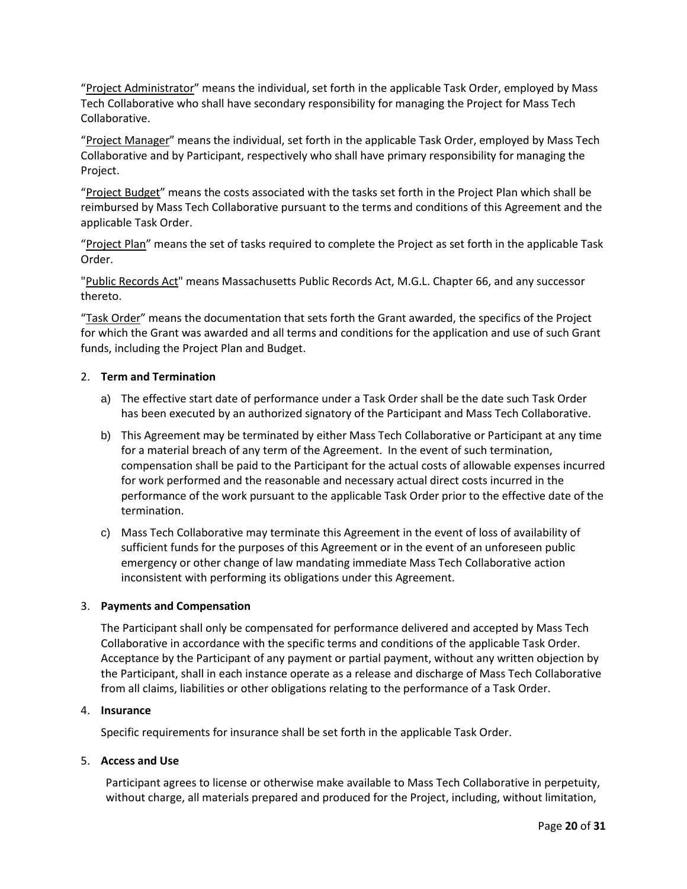"Project Administrator" means the individual, set forth in the applicable Task Order, employed by Mass Tech Collaborative who shall have secondary responsibility for managing the Project for Mass Tech Collaborative.

"Project Manager" means the individual, set forth in the applicable Task Order, employed by Mass Tech Collaborative and by Participant, respectively who shall have primary responsibility for managing the Project.

"Project Budget" means the costs associated with the tasks set forth in the Project Plan which shall be reimbursed by Mass Tech Collaborative pursuant to the terms and conditions of this Agreement and the applicable Task Order.

"Project Plan" means the set of tasks required to complete the Project as set forth in the applicable Task Order.

"Public Records Act" means Massachusetts Public Records Act, M.G.L. Chapter 66, and any successor thereto.

"Task Order" means the documentation that sets forth the Grant awarded, the specifics of the Project for which the Grant was awarded and all terms and conditions for the application and use of such Grant funds, including the Project Plan and Budget.

2. **Term and Termination**

   a) The effective start date of performance under a Task Order shall be the date such Task Order has been executed by an authorized signatory of the Participant and Mass Tech Collaborative.

   b) This Agreement may be terminated by either Mass Tech Collaborative or Participant at any time for a material breach of any term of the Agreement. In the event of such termination, compensation shall be paid to the Participant for the actual costs of allowable expenses incurred for work performed and the reasonable and necessary actual direct costs incurred in the performance of the work pursuant to the applicable Task Order prior to the effective date of the termination.

   c) Mass Tech Collaborative may terminate this Agreement in the event of loss of availability of sufficient funds for the purposes of this Agreement or in the event of an unforeseen public emergency or other change of law mandating immediate Mass Tech Collaborative action inconsistent with performing its obligations under this Agreement.

3. **Payments and Compensation**

   The Participant shall only be compensated for performance delivered and accepted by Mass Tech Collaborative in accordance with the specific terms and conditions of the applicable Task Order. Acceptance by the Participant of any payment or partial payment, without any written objection by the Participant, shall in each instance operate as a release and discharge of Mass Tech Collaborative from all claims, liabilities or other obligations relating to the performance of a Task Order.

4. **Insurance**

   Specific requirements for insurance shall be set forth in the applicable Task Order.

5. **Access and Use**

   Participant agrees to license or otherwise make available to Mass Tech Collaborative in perpetuity, without charge, all materials prepared and produced for the Project, including, without limitation,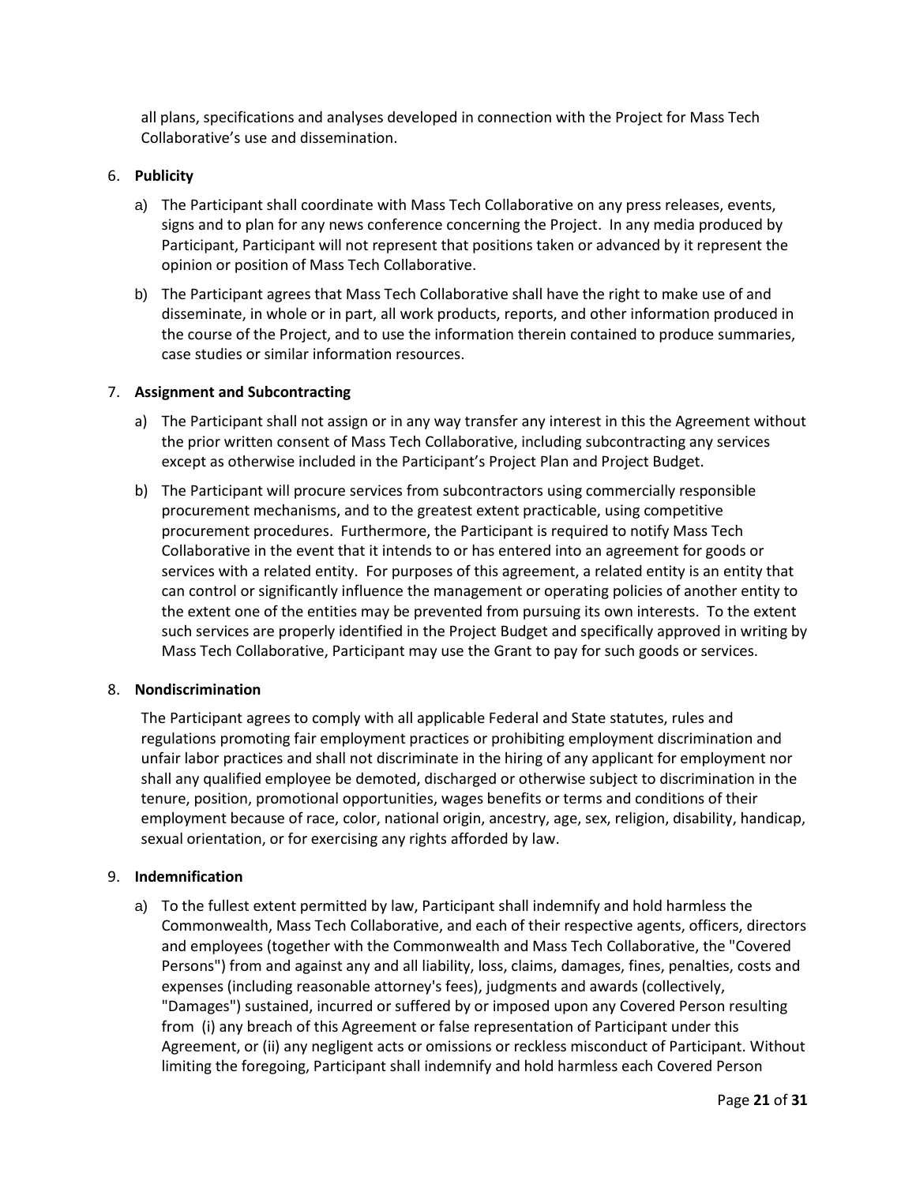all plans, specifications and analyses developed in connection with the Project for Mass Tech Collaborative's use and dissemination.

6. **Publicity**

   a) The Participant shall coordinate with Mass Tech Collaborative on any press releases, events, signs and to plan for any news conference concerning the Project. In any media produced by Participant, Participant will not represent that positions taken or advanced by it represent the opinion or position of Mass Tech Collaborative.

   b) The Participant agrees that Mass Tech Collaborative shall have the right to make use of and disseminate, in whole or in part, all work products, reports, and other information produced in the course of the Project, and to use the information therein contained to produce summaries, case studies or similar information resources.

7. **Assignment and Subcontracting**

   a) The Participant shall not assign or in any way transfer any interest in this the Agreement without the prior written consent of Mass Tech Collaborative, including subcontracting any services except as otherwise included in the Participant's Project Plan and Project Budget.

   b) The Participant will procure services from subcontractors using commercially responsible procurement mechanisms, and to the greatest extent practicable, using competitive procurement procedures. Furthermore, the Participant is required to notify Mass Tech Collaborative in the event that it intends to or has entered into an agreement for goods or services with a related entity. For purposes of this agreement, a related entity is an entity that can control or significantly influence the management or operating policies of another entity to the extent one of the entities may be prevented from pursuing its own interests. To the extent such services are properly identified in the Project Budget and specifically approved in writing by Mass Tech Collaborative, Participant may use the Grant to pay for such goods or services.

8. **Nondiscrimination**

   The Participant agrees to comply with all applicable Federal and State statutes, rules and regulations promoting fair employment practices or prohibiting employment discrimination and unfair labor practices and shall not discriminate in the hiring of any applicant for employment nor shall any qualified employee be demoted, discharged or otherwise subject to discrimination in the tenure, position, promotional opportunities, wages benefits or terms and conditions of their employment because of race, color, national origin, ancestry, age, sex, religion, disability, handicap, sexual orientation, or for exercising any rights afforded by law.

9. **Indemnification**

   a) To the fullest extent permitted by law, Participant shall indemnify and hold harmless the Commonwealth, Mass Tech Collaborative, and each of their respective agents, officers, directors and employees (together with the Commonwealth and Mass Tech Collaborative, the "Covered Persons") from and against any and all liability, loss, claims, damages, fines, penalties, costs and expenses (including reasonable attorney's fees), judgments and awards (collectively, "Damages") sustained, incurred or suffered by or imposed upon any Covered Person resulting from (i) any breach of this Agreement or false representation of Participant under this Agreement, or (ii) any negligent acts or omissions or reckless misconduct of Participant. Without limiting the foregoing, Participant shall indemnify and hold harmless each Covered Person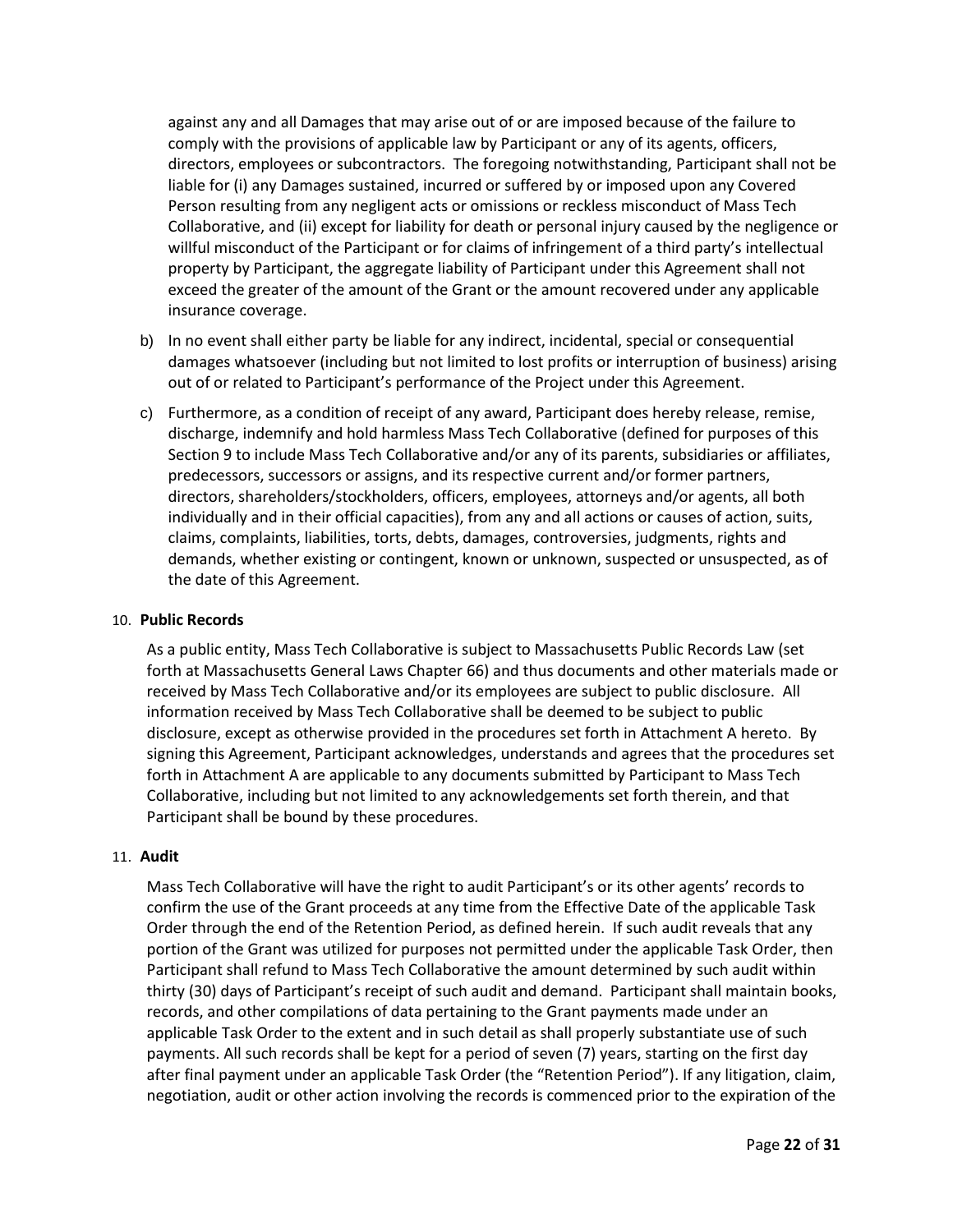against any and all Damages that may arise out of or are imposed because of the failure to comply with the provisions of applicable law by Participant or any of its agents, officers, directors, employees or subcontractors. The foregoing notwithstanding, Participant shall not be liable for (i) any Damages sustained, incurred or suffered by or imposed upon any Covered Person resulting from any negligent acts or omissions or reckless misconduct of Mass Tech Collaborative, and (ii) except for liability for death or personal injury caused by the negligence or willful misconduct of the Participant or for claims of infringement of a third party's intellectual property by Participant, the aggregate liability of Participant under this Agreement shall not exceed the greater of the amount of the Grant or the amount recovered under any applicable insurance coverage.

b) In no event shall either party be liable for any indirect, incidental, special or consequential damages whatsoever (including but not limited to lost profits or interruption of business) arising out of or related to Participant's performance of the Project under this Agreement.

c) Furthermore, as a condition of receipt of any award, Participant does hereby release, remise, discharge, indemnify and hold harmless Mass Tech Collaborative (defined for purposes of this Section 9 to include Mass Tech Collaborative and/or any of its parents, subsidiaries or affiliates, predecessors, successors or assigns, and its respective current and/or former partners, directors, shareholders/stockholders, officers, employees, attorneys and/or agents, all both individually and in their official capacities), from any and all actions or causes of action, suits, claims, complaints, liabilities, torts, debts, damages, controversies, judgments, rights and demands, whether existing or contingent, known or unknown, suspected or unsuspected, as of the date of this Agreement.

10. **Public Records**

As a public entity, Mass Tech Collaborative is subject to Massachusetts Public Records Law (set forth at Massachusetts General Laws Chapter 66) and thus documents and other materials made or received by Mass Tech Collaborative and/or its employees are subject to public disclosure. All information received by Mass Tech Collaborative shall be deemed to be subject to public disclosure, except as otherwise provided in the procedures set forth in Attachment A hereto. By signing this Agreement, Participant acknowledges, understands and agrees that the procedures set forth in Attachment A are applicable to any documents submitted by Participant to Mass Tech Collaborative, including but not limited to any acknowledgements set forth therein, and that Participant shall be bound by these procedures.

11. **Audit**

Mass Tech Collaborative will have the right to audit Participant's or its other agents' records to confirm the use of the Grant proceeds at any time from the Effective Date of the applicable Task Order through the end of the Retention Period, as defined herein. If such audit reveals that any portion of the Grant was utilized for purposes not permitted under the applicable Task Order, then Participant shall refund to Mass Tech Collaborative the amount determined by such audit within thirty (30) days of Participant's receipt of such audit and demand. Participant shall maintain books, records, and other compilations of data pertaining to the Grant payments made under an applicable Task Order to the extent and in such detail as shall properly substantiate use of such payments. All such records shall be kept for a period of seven (7) years, starting on the first day after final payment under an applicable Task Order (the "Retention Period"). If any litigation, claim, negotiation, audit or other action involving the records is commenced prior to the expiration of the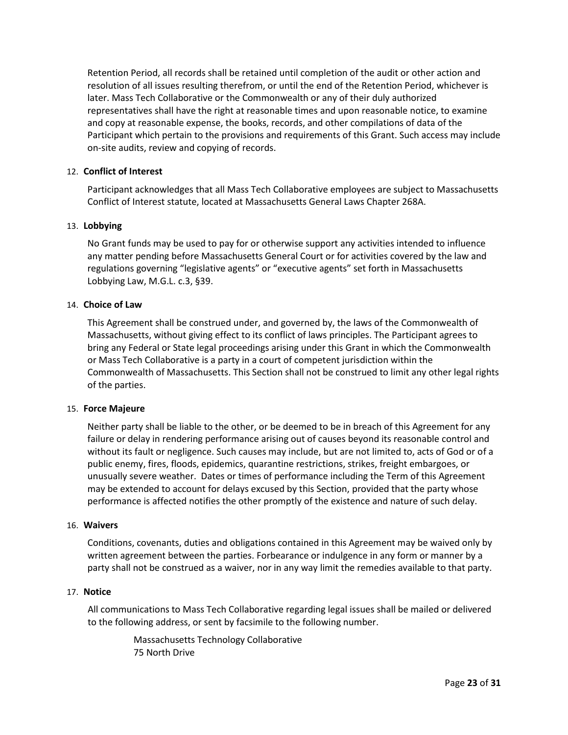Retention Period, all records shall be retained until completion of the audit or other action and resolution of all issues resulting therefrom, or until the end of the Retention Period, whichever is later. Mass Tech Collaborative or the Commonwealth or any of their duly authorized representatives shall have the right at reasonable times and upon reasonable notice, to examine and copy at reasonable expense, the books, records, and other compilations of data of the Participant which pertain to the provisions and requirements of this Grant. Such access may include on-site audits, review and copying of records.

12. **Conflict of Interest**

    Participant acknowledges that all Mass Tech Collaborative employees are subject to Massachusetts Conflict of Interest statute, located at Massachusetts General Laws Chapter 268A.

13. **Lobbying**

    No Grant funds may be used to pay for or otherwise support any activities intended to influence any matter pending before Massachusetts General Court or for activities covered by the law and regulations governing "legislative agents" or "executive agents" set forth in Massachusetts Lobbying Law, M.G.L. c.3, §39.

14. **Choice of Law**

    This Agreement shall be construed under, and governed by, the laws of the Commonwealth of Massachusetts, without giving effect to its conflict of laws principles. The Participant agrees to bring any Federal or State legal proceedings arising under this Grant in which the Commonwealth or Mass Tech Collaborative is a party in a court of competent jurisdiction within the Commonwealth of Massachusetts. This Section shall not be construed to limit any other legal rights of the parties.

15. **Force Majeure**

    Neither party shall be liable to the other, or be deemed to be in breach of this Agreement for any failure or delay in rendering performance arising out of causes beyond its reasonable control and without its fault or negligence. Such causes may include, but are not limited to, acts of God or of a public enemy, fires, floods, epidemics, quarantine restrictions, strikes, freight embargoes, or unusually severe weather. Dates or times of performance including the Term of this Agreement may be extended to account for delays excused by this Section, provided that the party whose performance is affected notifies the other promptly of the existence and nature of such delay.

16. **Waivers**

    Conditions, covenants, duties and obligations contained in this Agreement may be waived only by written agreement between the parties. Forbearance or indulgence in any form or manner by a party shall not be construed as a waiver, nor in any way limit the remedies available to that party.

17. **Notice**

    All communications to Mass Tech Collaborative regarding legal issues shall be mailed or delivered to the following address, or sent by facsimile to the following number.

    Massachusetts Technology Collaborative
    75 North Drive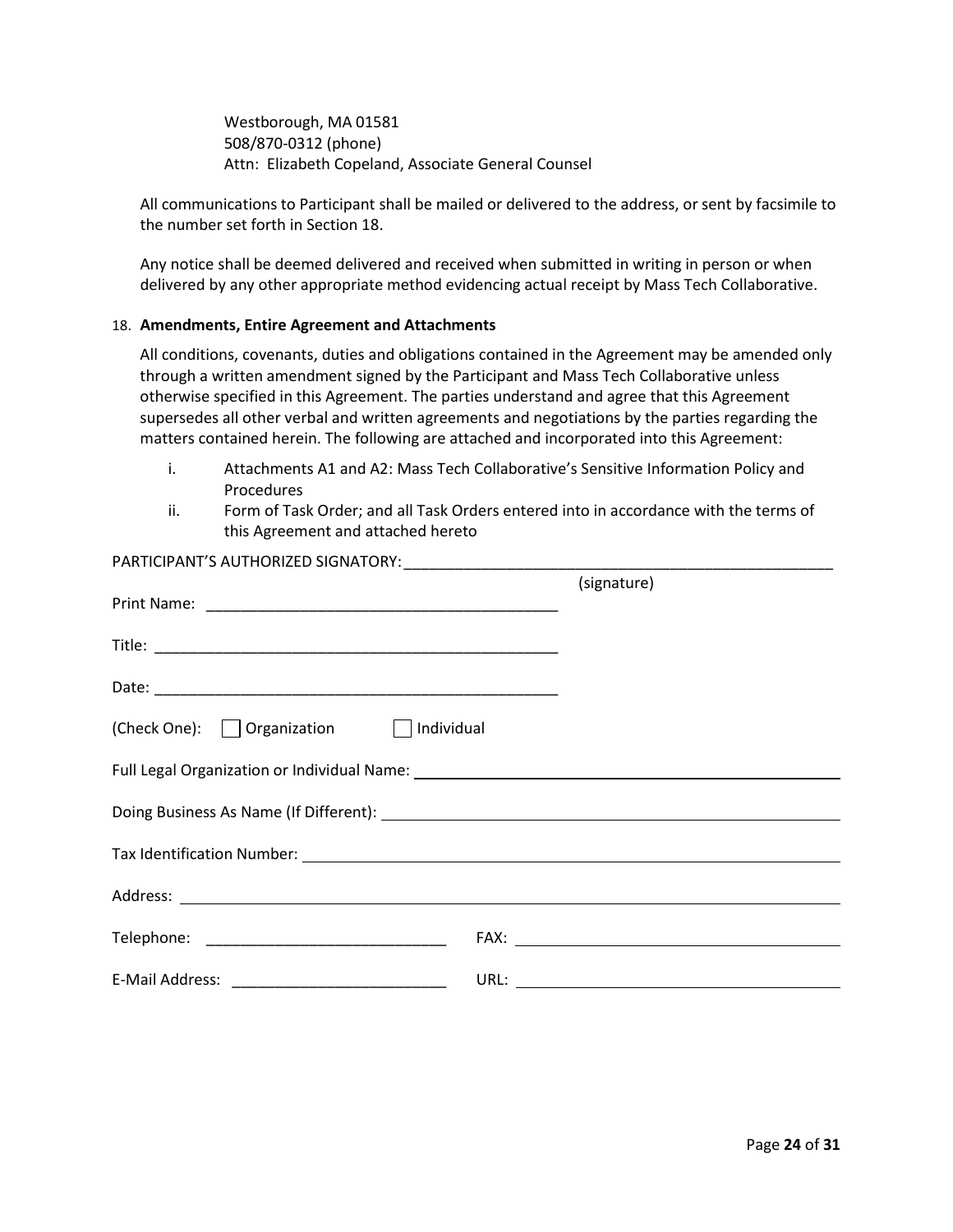Westborough, MA 01581
508/870-0312 (phone)
Attn: Elizabeth Copeland, Associate General Counsel

All communications to Participant shall be mailed or delivered to the address, or sent by facsimile to the number set forth in Section 18.

Any notice shall be deemed delivered and received when submitted in writing in person or when delivered by any other appropriate method evidencing actual receipt by Mass Tech Collaborative.

18. **Amendments, Entire Agreement and Attachments**

All conditions, covenants, duties and obligations contained in the Agreement may be amended only through a written amendment signed by the Participant and Mass Tech Collaborative unless otherwise specified in this Agreement. The parties understand and agree that this Agreement supersedes all other verbal and written agreements and negotiations by the parties regarding the matters contained herein. The following are attached and incorporated into this Agreement:

i. Attachments A1 and A2: Mass Tech Collaborative's Sensitive Information Policy and Procedures
ii. Form of Task Order; and all Task Orders entered into in accordance with the terms of this Agreement and attached hereto

PARTICIPANT'S AUTHORIZED SIGNATORY: ____________________________________________________
(signature)

Print Name: ________________________________________

Title: ________________________________________

Date: ________________________________________

(Check One): ☐ Organization ☐ Individual

Full Legal Organization or Individual Name: ________________________________________

Doing Business As Name (If Different): ________________________________________

Tax Identification Number: ________________________________________

Address: ________________________________________

Telephone: ____________________________ FAX: ________________________________________

E-Mail Address: _________________________ URL: ________________________________________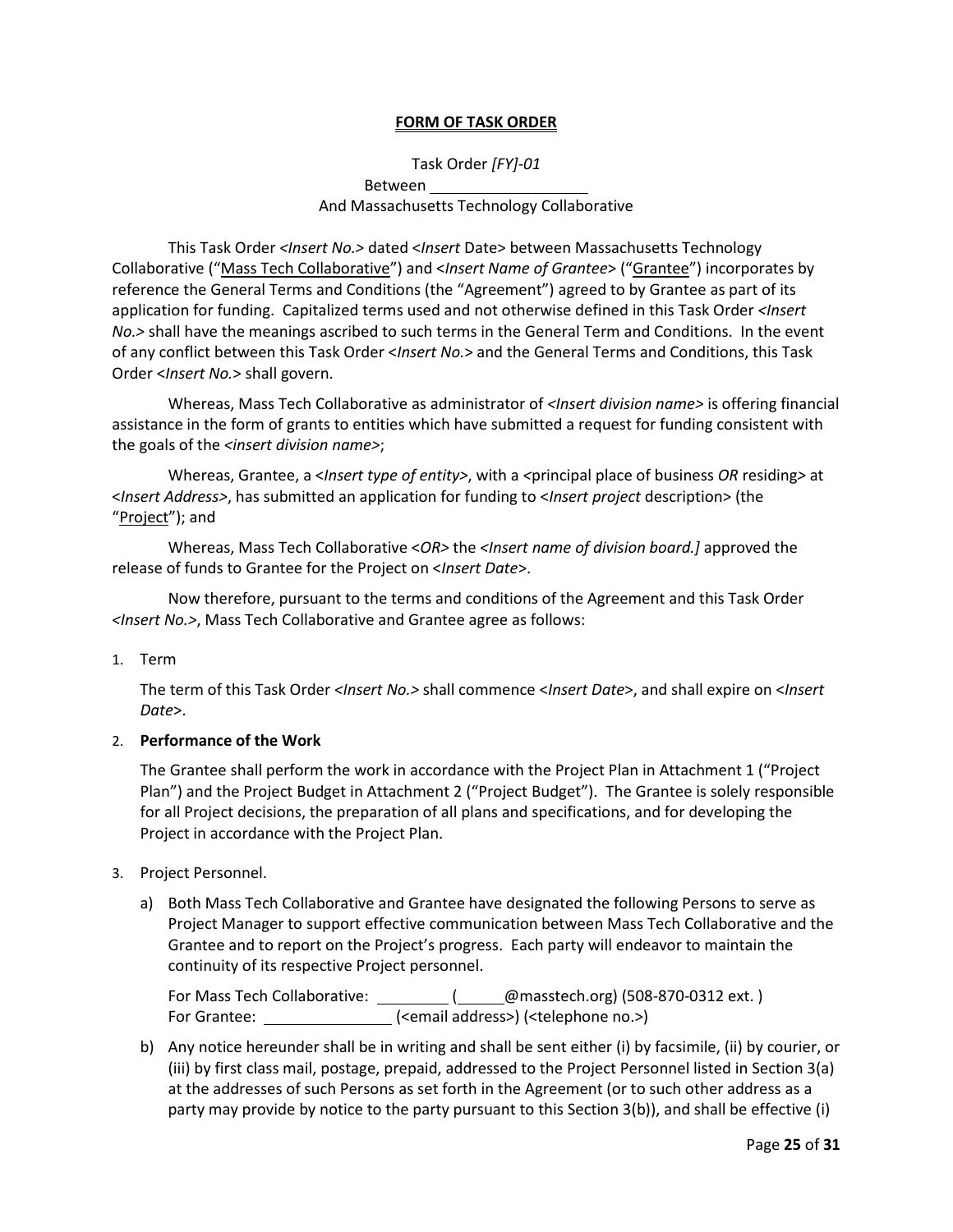**FORM OF TASK ORDER**

Task Order *[FY]-01*
Between ____________________
And Massachusetts Technology Collaborative

This Task Order <*Insert No.*> dated <*Insert* Date> between Massachusetts Technology Collaborative ("Mass Tech Collaborative") and <*Insert Name of Grantee*> ("Grantee") incorporates by reference the General Terms and Conditions (the "Agreement") agreed to by Grantee as part of its application for funding. Capitalized terms used and not otherwise defined in this Task Order <*Insert No.*> shall have the meanings ascribed to such terms in the General Term and Conditions. In the event of any conflict between this Task Order <*Insert No.*> and the General Terms and Conditions, this Task Order <*Insert No.*> shall govern.

Whereas, Mass Tech Collaborative as administrator of <*Insert division name*> is offering financial assistance in the form of grants to entities which have submitted a request for funding consistent with the goals of the <*insert division name*>;

Whereas, Grantee, a <*Insert type of entity*>, with a <principal place of business *OR* residing> at <*Insert Address*>, has submitted an application for funding to <*Insert project* description> (the "Project"); and

Whereas, Mass Tech Collaborative <*OR*> the <*Insert name of division board.]* approved the release of funds to Grantee for the Project on <*Insert Date*>.

Now therefore, pursuant to the terms and conditions of the Agreement and this Task Order <*Insert No.*>, Mass Tech Collaborative and Grantee agree as follows:

1. Term

   The term of this Task Order <*Insert No.*> shall commence <*Insert Date*>, and shall expire on <*Insert Date*>.

2. **Performance of the Work**

   The Grantee shall perform the work in accordance with the Project Plan in Attachment 1 ("Project Plan") and the Project Budget in Attachment 2 ("Project Budget"). The Grantee is solely responsible for all Project decisions, the preparation of all plans and specifications, and for developing the Project in accordance with the Project Plan.

3. Project Personnel.

   a) Both Mass Tech Collaborative and Grantee have designated the following Persons to serve as Project Manager to support effective communication between Mass Tech Collaborative and the Grantee and to report on the Project's progress. Each party will endeavor to maintain the continuity of its respective Project personnel.

      For Mass Tech Collaborative: _________ (______@masstech.org) (508-870-0312 ext. )
      For Grantee: ________________ (<email address>) (<telephone no.>)

   b) Any notice hereunder shall be in writing and shall be sent either (i) by facsimile, (ii) by courier, or (iii) by first class mail, postage, prepaid, addressed to the Project Personnel listed in Section 3(a) at the addresses of such Persons as set forth in the Agreement (or to such other address as a party may provide by notice to the party pursuant to this Section 3(b)), and shall be effective (i)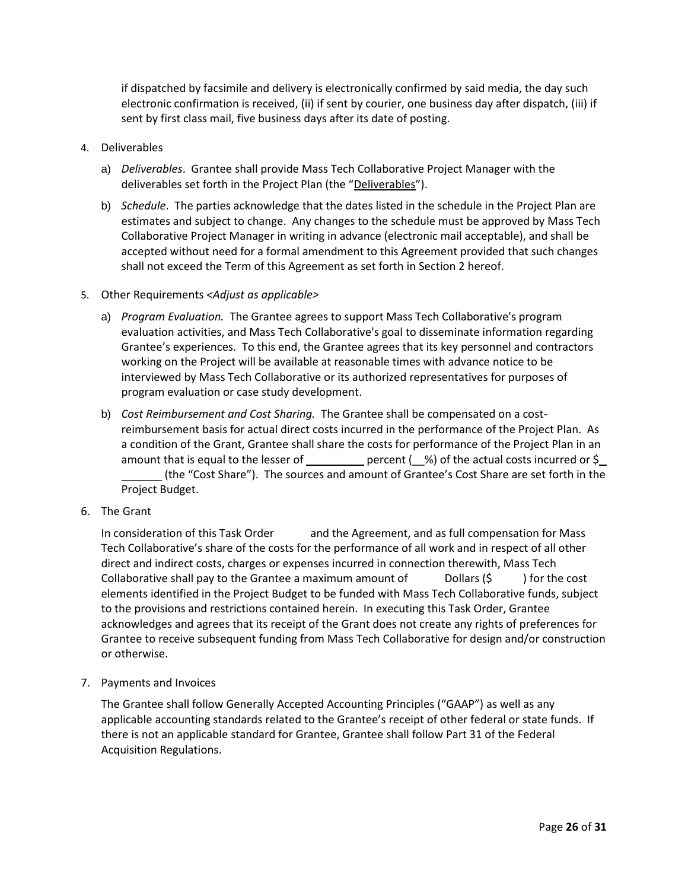if dispatched by facsimile and delivery is electronically confirmed by said media, the day such electronic confirmation is received, (ii) if sent by courier, one business day after dispatch, (iii) if sent by first class mail, five business days after its date of posting.

4. Deliverables

   a) *Deliverables*. Grantee shall provide Mass Tech Collaborative Project Manager with the deliverables set forth in the Project Plan (the "Deliverables").

   b) *Schedule*. The parties acknowledge that the dates listed in the schedule in the Project Plan are estimates and subject to change. Any changes to the schedule must be approved by Mass Tech Collaborative Project Manager in writing in advance (electronic mail acceptable), and shall be accepted without need for a formal amendment to this Agreement provided that such changes shall not exceed the Term of this Agreement as set forth in Section 2 hereof.

5. Other Requirements *<Adjust as applicable>*

   a) *Program Evaluation.* The Grantee agrees to support Mass Tech Collaborative's program evaluation activities, and Mass Tech Collaborative's goal to disseminate information regarding Grantee's experiences. To this end, the Grantee agrees that its key personnel and contractors working on the Project will be available at reasonable times with advance notice to be interviewed by Mass Tech Collaborative or its authorized representatives for purposes of program evaluation or case study development.

   b) *Cost Reimbursement and Cost Sharing.* The Grantee shall be compensated on a cost-reimbursement basis for actual direct costs incurred in the performance of the Project Plan. As a condition of the Grant, Grantee shall share the costs for performance of the Project Plan in an amount that is equal to the lesser of __________ percent (__%) of the actual costs incurred or $_ _______ (the "Cost Share"). The sources and amount of Grantee's Cost Share are set forth in the Project Budget.

6. The Grant

   In consideration of this Task Order and the Agreement, and as full compensation for Mass Tech Collaborative's share of the costs for the performance of all work and in respect of all other direct and indirect costs, charges or expenses incurred in connection therewith, Mass Tech Collaborative shall pay to the Grantee a maximum amount of Dollars ($ ) for the cost elements identified in the Project Budget to be funded with Mass Tech Collaborative funds, subject to the provisions and restrictions contained herein. In executing this Task Order, Grantee acknowledges and agrees that its receipt of the Grant does not create any rights of preferences for Grantee to receive subsequent funding from Mass Tech Collaborative for design and/or construction or otherwise.

7. Payments and Invoices

   The Grantee shall follow Generally Accepted Accounting Principles ("GAAP") as well as any applicable accounting standards related to the Grantee's receipt of other federal or state funds. If there is not an applicable standard for Grantee, Grantee shall follow Part 31 of the Federal Acquisition Regulations.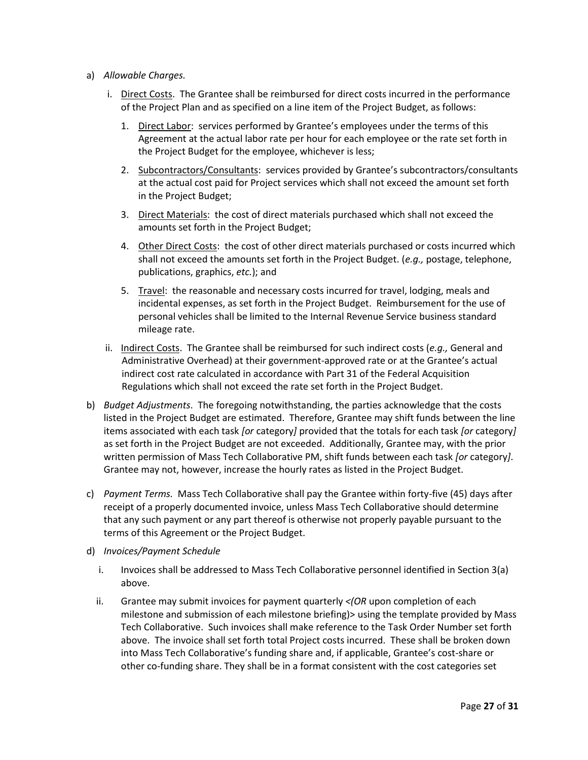a) *Allowable Charges.*

   i. Direct Costs. The Grantee shall be reimbursed for direct costs incurred in the performance of the Project Plan and as specified on a line item of the Project Budget, as follows:

      1. Direct Labor: services performed by Grantee's employees under the terms of this Agreement at the actual labor rate per hour for each employee or the rate set forth in the Project Budget for the employee, whichever is less;

      2. Subcontractors/Consultants: services provided by Grantee's subcontractors/consultants at the actual cost paid for Project services which shall not exceed the amount set forth in the Project Budget;

      3. Direct Materials: the cost of direct materials purchased which shall not exceed the amounts set forth in the Project Budget;

      4. Other Direct Costs: the cost of other direct materials purchased or costs incurred which shall not exceed the amounts set forth in the Project Budget. (*e.g.,* postage, telephone, publications, graphics, *etc.*); and

      5. Travel: the reasonable and necessary costs incurred for travel, lodging, meals and incidental expenses, as set forth in the Project Budget. Reimbursement for the use of personal vehicles shall be limited to the Internal Revenue Service business standard mileage rate.

   ii. Indirect Costs. The Grantee shall be reimbursed for such indirect costs (*e.g.,* General and Administrative Overhead) at their government-approved rate or at the Grantee's actual indirect cost rate calculated in accordance with Part 31 of the Federal Acquisition Regulations which shall not exceed the rate set forth in the Project Budget.

b) *Budget Adjustments*. The foregoing notwithstanding, the parties acknowledge that the costs listed in the Project Budget are estimated. Therefore, Grantee may shift funds between the line items associated with each task *[or* category*]* provided that the totals for each task *[or* category*]* as set forth in the Project Budget are not exceeded. Additionally, Grantee may, with the prior written permission of Mass Tech Collaborative PM, shift funds between each task *[or* category*]*. Grantee may not, however, increase the hourly rates as listed in the Project Budget.

c) *Payment Terms.* Mass Tech Collaborative shall pay the Grantee within forty-five (45) days after receipt of a properly documented invoice, unless Mass Tech Collaborative should determine that any such payment or any part thereof is otherwise not properly payable pursuant to the terms of this Agreement or the Project Budget.

d) *Invoices/Payment Schedule*

   i. Invoices shall be addressed to Mass Tech Collaborative personnel identified in Section 3(a) above.

   ii. Grantee may submit invoices for payment quarterly <*(OR* upon completion of each milestone and submission of each milestone briefing)> using the template provided by Mass Tech Collaborative. Such invoices shall make reference to the Task Order Number set forth above. The invoice shall set forth total Project costs incurred. These shall be broken down into Mass Tech Collaborative's funding share and, if applicable, Grantee's cost-share or other co-funding share. They shall be in a format consistent with the cost categories set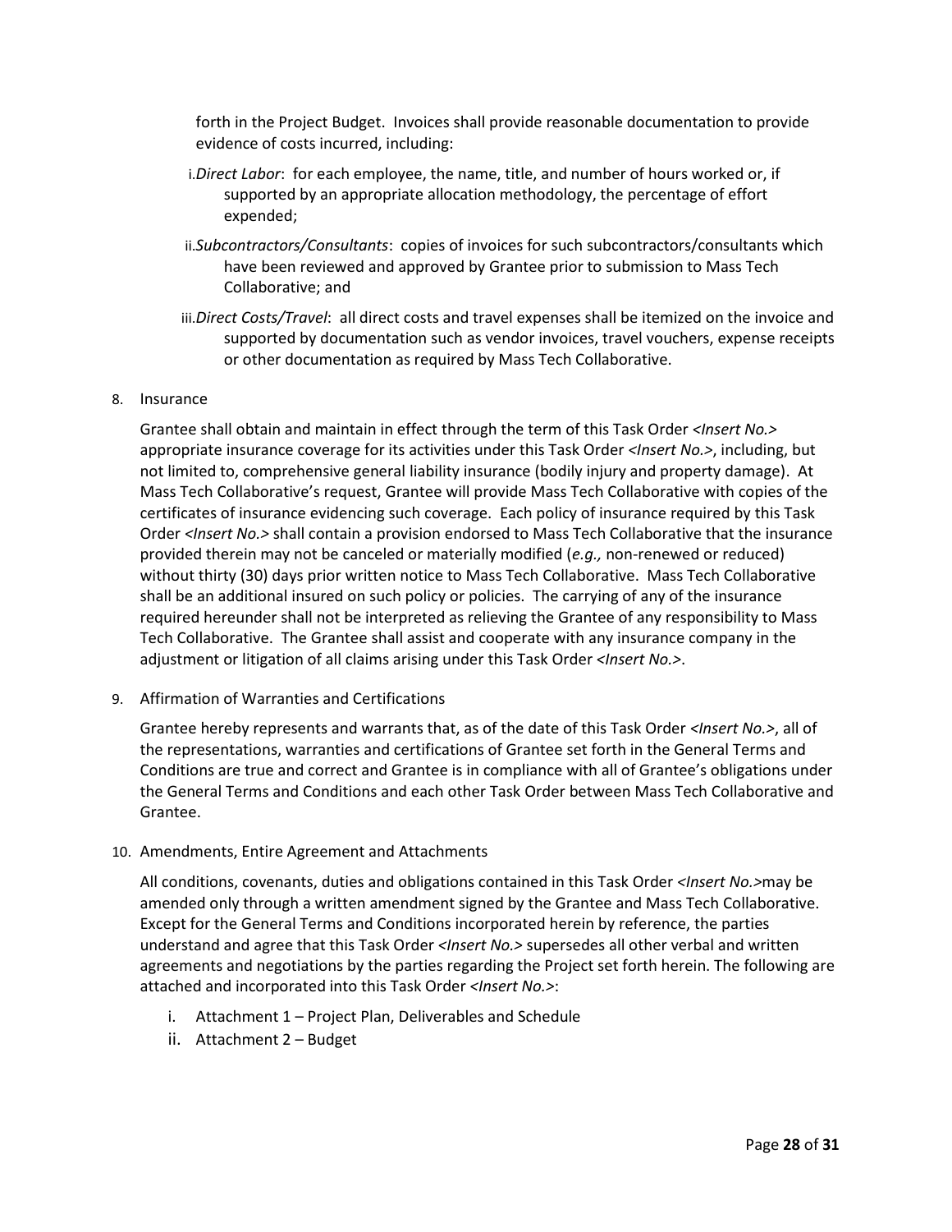forth in the Project Budget. Invoices shall provide reasonable documentation to provide evidence of costs incurred, including:

i. *Direct Labor*: for each employee, the name, title, and number of hours worked or, if supported by an appropriate allocation methodology, the percentage of effort expended;

ii. *Subcontractors/Consultants*: copies of invoices for such subcontractors/consultants which have been reviewed and approved by Grantee prior to submission to Mass Tech Collaborative; and

iii. *Direct Costs/Travel*: all direct costs and travel expenses shall be itemized on the invoice and supported by documentation such as vendor invoices, travel vouchers, expense receipts or other documentation as required by Mass Tech Collaborative.

8. Insurance

Grantee shall obtain and maintain in effect through the term of this Task Order *<Insert No.>* appropriate insurance coverage for its activities under this Task Order *<Insert No.>*, including, but not limited to, comprehensive general liability insurance (bodily injury and property damage). At Mass Tech Collaborative's request, Grantee will provide Mass Tech Collaborative with copies of the certificates of insurance evidencing such coverage. Each policy of insurance required by this Task Order *<Insert No.>* shall contain a provision endorsed to Mass Tech Collaborative that the insurance provided therein may not be canceled or materially modified (*e.g.,* non-renewed or reduced) without thirty (30) days prior written notice to Mass Tech Collaborative. Mass Tech Collaborative shall be an additional insured on such policy or policies. The carrying of any of the insurance required hereunder shall not be interpreted as relieving the Grantee of any responsibility to Mass Tech Collaborative. The Grantee shall assist and cooperate with any insurance company in the adjustment or litigation of all claims arising under this Task Order *<Insert No.>*.

9. Affirmation of Warranties and Certifications

Grantee hereby represents and warrants that, as of the date of this Task Order *<Insert No.>*, all of the representations, warranties and certifications of Grantee set forth in the General Terms and Conditions are true and correct and Grantee is in compliance with all of Grantee's obligations under the General Terms and Conditions and each other Task Order between Mass Tech Collaborative and Grantee.

10. Amendments, Entire Agreement and Attachments

All conditions, covenants, duties and obligations contained in this Task Order *<Insert No.>*may be amended only through a written amendment signed by the Grantee and Mass Tech Collaborative. Except for the General Terms and Conditions incorporated herein by reference, the parties understand and agree that this Task Order *<Insert No.>* supersedes all other verbal and written agreements and negotiations by the parties regarding the Project set forth herein. The following are attached and incorporated into this Task Order *<Insert No.>*:

i. Attachment 1 – Project Plan, Deliverables and Schedule
ii. Attachment 2 – Budget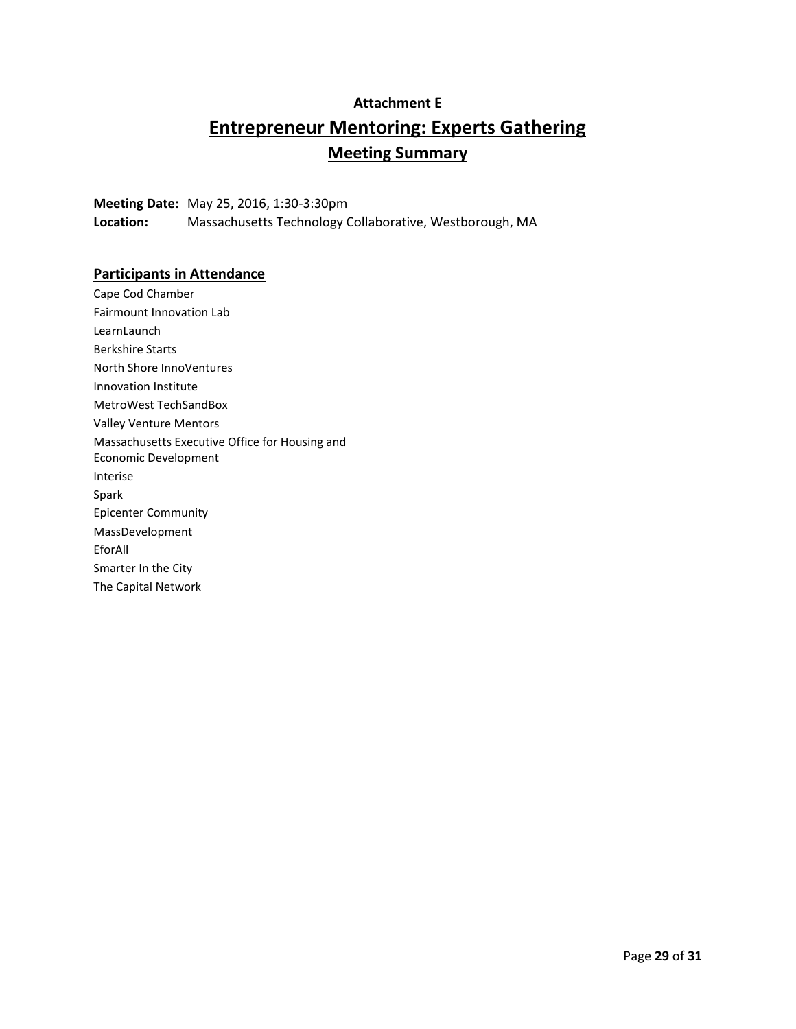**Attachment E**

# Entrepreneur Mentoring: Experts Gathering

## Meeting Summary

**Meeting Date:** May 25, 2016, 1:30-3:30pm
**Location:** Massachusetts Technology Collaborative, Westborough, MA

### Participants in Attendance

Cape Cod Chamber
Fairmount Innovation Lab
LearnLaunch
Berkshire Starts
North Shore InnoVentures
Innovation Institute
MetroWest TechSandBox
Valley Venture Mentors
Massachusetts Executive Office for Housing and Economic Development
Interise
Spark
Epicenter Community
MassDevelopment
EforAll
Smarter In the City
The Capital Network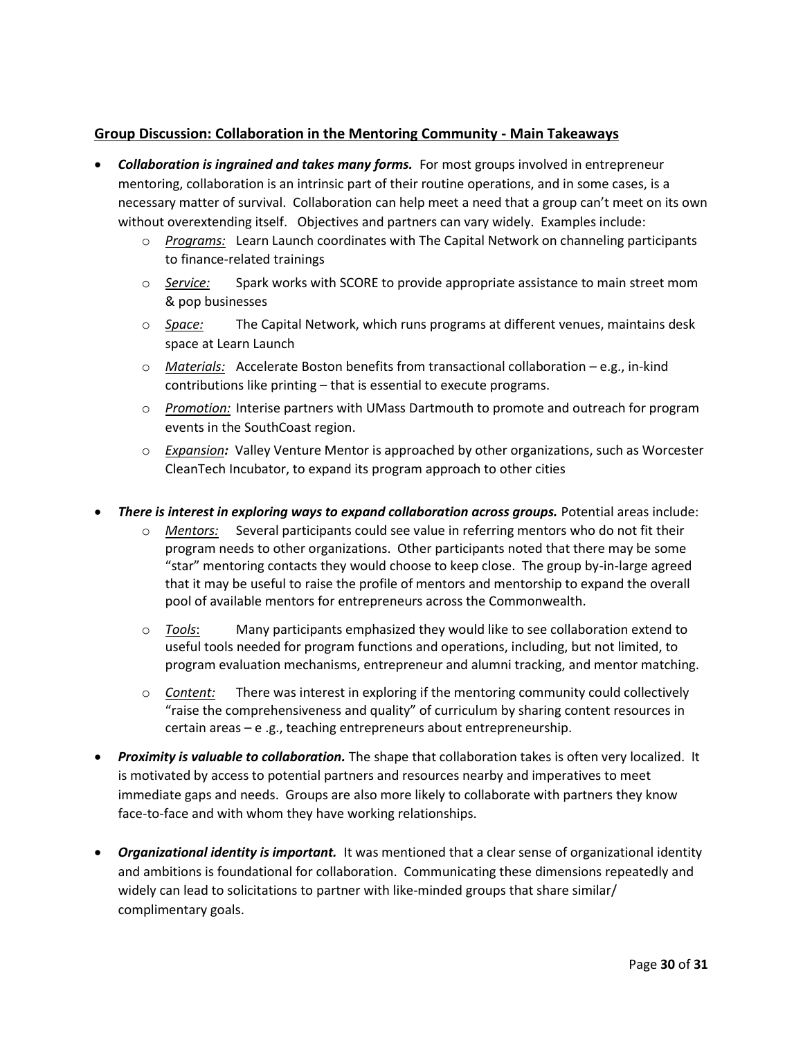## Group Discussion: Collaboration in the Mentoring Community - Main Takeaways

- ***Collaboration is ingrained and takes many forms.*** For most groups involved in entrepreneur mentoring, collaboration is an intrinsic part of their routine operations, and in some cases, is a necessary matter of survival. Collaboration can help meet a need that a group can't meet on its own without overextending itself. Objectives and partners can vary widely. Examples include:
  - *Programs:* Learn Launch coordinates with The Capital Network on channeling participants to finance-related trainings
  - *Service:* Spark works with SCORE to provide appropriate assistance to main street mom & pop businesses
  - *Space:* The Capital Network, which runs programs at different venues, maintains desk space at Learn Launch
  - *Materials:* Accelerate Boston benefits from transactional collaboration – e.g., in-kind contributions like printing – that is essential to execute programs.
  - *Promotion:* Interise partners with UMass Dartmouth to promote and outreach for program events in the SouthCoast region.
  - *Expansion:* Valley Venture Mentor is approached by other organizations, such as Worcester CleanTech Incubator, to expand its program approach to other cities

- ***There is interest in exploring ways to expand collaboration across groups.*** Potential areas include:
  - *Mentors:* Several participants could see value in referring mentors who do not fit their program needs to other organizations. Other participants noted that there may be some "star" mentoring contacts they would choose to keep close. The group by-in-large agreed that it may be useful to raise the profile of mentors and mentorship to expand the overall pool of available mentors for entrepreneurs across the Commonwealth.
  - *Tools*: Many participants emphasized they would like to see collaboration extend to useful tools needed for program functions and operations, including, but not limited, to program evaluation mechanisms, entrepreneur and alumni tracking, and mentor matching.
  - *Content:* There was interest in exploring if the mentoring community could collectively "raise the comprehensiveness and quality" of curriculum by sharing content resources in certain areas – e .g., teaching entrepreneurs about entrepreneurship.

- ***Proximity is valuable to collaboration.*** The shape that collaboration takes is often very localized. It is motivated by access to potential partners and resources nearby and imperatives to meet immediate gaps and needs. Groups are also more likely to collaborate with partners they know face-to-face and with whom they have working relationships.

- ***Organizational identity is important.*** It was mentioned that a clear sense of organizational identity and ambitions is foundational for collaboration. Communicating these dimensions repeatedly and widely can lead to solicitations to partner with like-minded groups that share similar/ complimentary goals.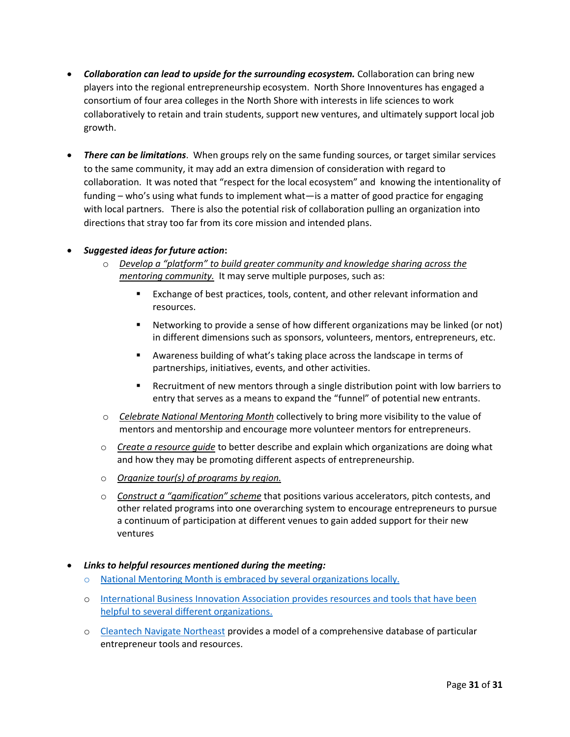- ***Collaboration can lead to upside for the surrounding ecosystem.*** Collaboration can bring new players into the regional entrepreneurship ecosystem. North Shore Innoventures has engaged a consortium of four area colleges in the North Shore with interests in life sciences to work collaboratively to retain and train students, support new ventures, and ultimately support local job growth.

- ***There can be limitations***. When groups rely on the same funding sources, or target similar services to the same community, it may add an extra dimension of consideration with regard to collaboration. It was noted that "respect for the local ecosystem" and knowing the intentionality of funding – who's using what funds to implement what—is a matter of good practice for engaging with local partners. There is also the potential risk of collaboration pulling an organization into directions that stray too far from its core mission and intended plans.

- ***Suggested ideas for future action***:
  - *Develop a "platform" to build greater community and knowledge sharing across the mentoring community.* It may serve multiple purposes, such as:
    - Exchange of best practices, tools, content, and other relevant information and resources.
    - Networking to provide a sense of how different organizations may be linked (or not) in different dimensions such as sponsors, volunteers, mentors, entrepreneurs, etc.
    - Awareness building of what's taking place across the landscape in terms of partnerships, initiatives, events, and other activities.
    - Recruitment of new mentors through a single distribution point with low barriers to entry that serves as a means to expand the "funnel" of potential new entrants.
  - *Celebrate National Mentoring Month* collectively to bring more visibility to the value of mentors and mentorship and encourage more volunteer mentors for entrepreneurs.
  - *Create a resource guide* to better describe and explain which organizations are doing what and how they may be promoting different aspects of entrepreneurship.
  - *Organize tour(s) of programs by region.*
  - *Construct a "gamification" scheme* that positions various accelerators, pitch contests, and other related programs into one overarching system to encourage entrepreneurs to pursue a continuum of participation at different venues to gain added support for their new ventures

- ***Links to helpful resources mentioned during the meeting:***
  - National Mentoring Month is embraced by several organizations locally.
  - International Business Innovation Association provides resources and tools that have been helpful to several different organizations.
  - Cleantech Navigate Northeast provides a model of a comprehensive database of particular entrepreneur tools and resources.